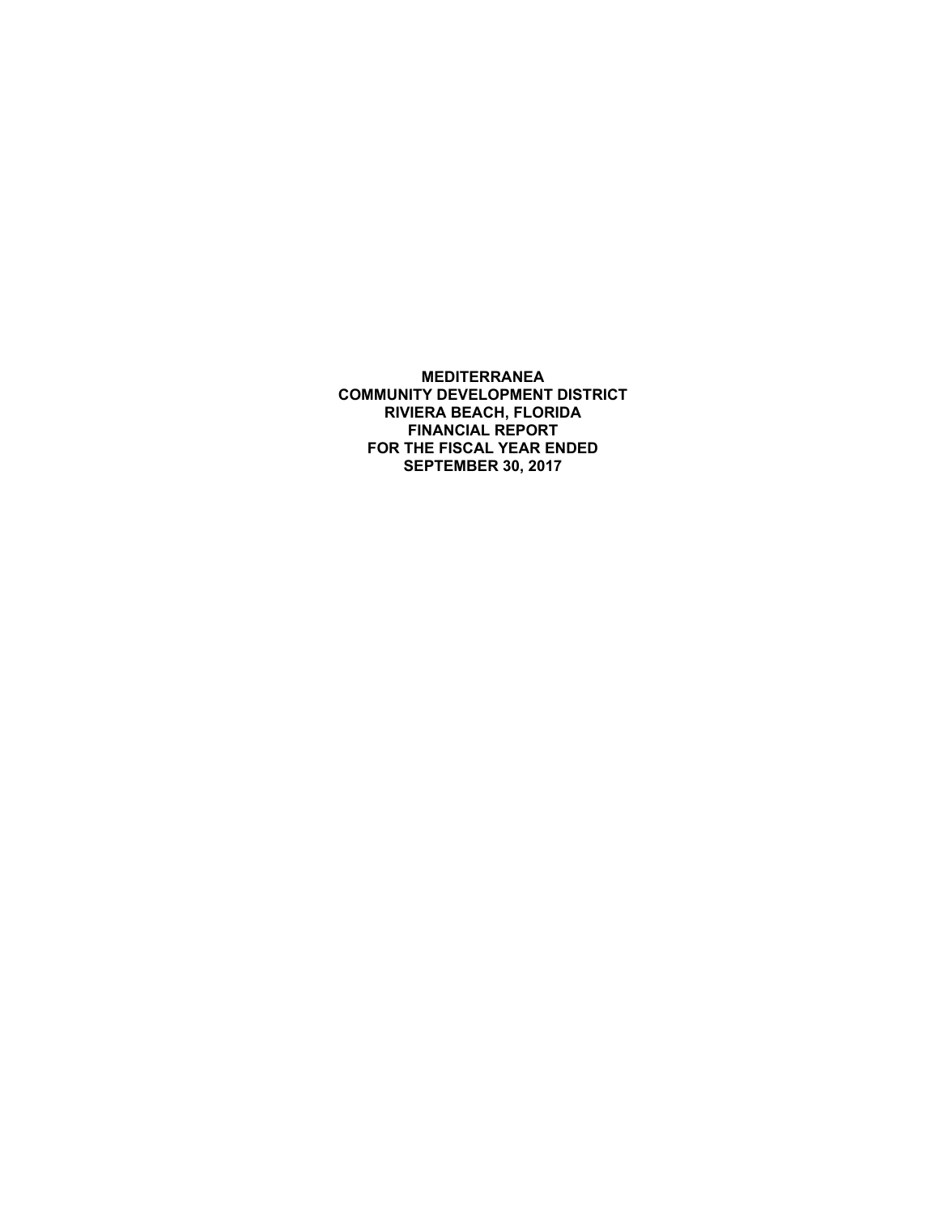**MEDITERRANEA**
**COMMUNITY DEVELOPMENT DISTRICT**
**RIVIERA BEACH, FLORIDA**
**FINANCIAL REPORT**
**FOR THE FISCAL YEAR ENDED**
**SEPTEMBER 30, 2017**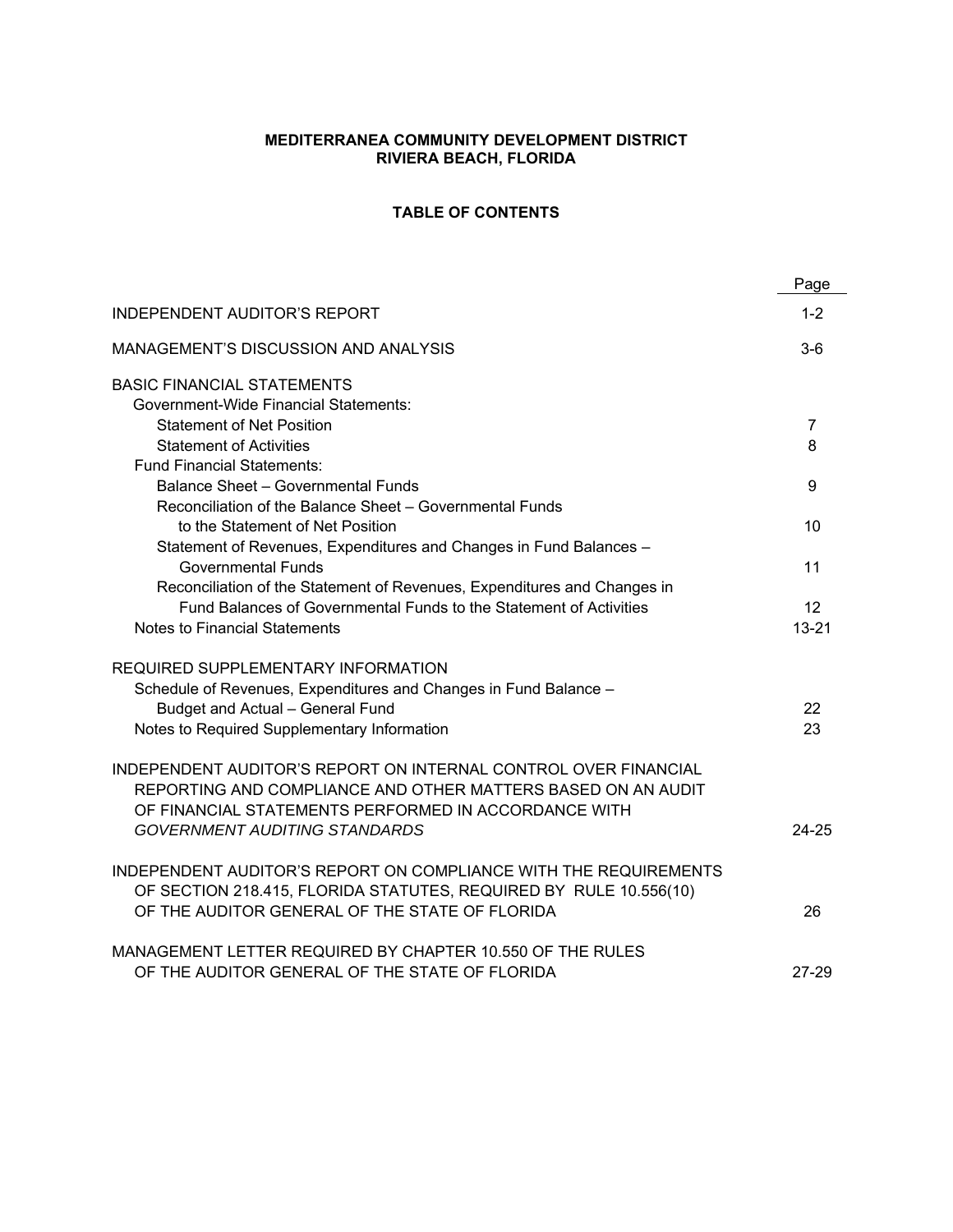**MEDITERRANEA COMMUNITY DEVELOPMENT DISTRICT**
**RIVIERA BEACH, FLORIDA**

**TABLE OF CONTENTS**

| | Page |
|---|---|
| INDEPENDENT AUDITOR'S REPORT | 1-2 |
| MANAGEMENT'S DISCUSSION AND ANALYSIS | 3-6 |
| BASIC FINANCIAL STATEMENTS | |
| Government-Wide Financial Statements: | |
| Statement of Net Position | 7 |
| Statement of Activities | 8 |
| Fund Financial Statements: | |
| Balance Sheet – Governmental Funds | 9 |
| Reconciliation of the Balance Sheet – Governmental Funds to the Statement of Net Position | 10 |
| Statement of Revenues, Expenditures and Changes in Fund Balances – Governmental Funds | 11 |
| Reconciliation of the Statement of Revenues, Expenditures and Changes in Fund Balances of Governmental Funds to the Statement of Activities | 12 |
| Notes to Financial Statements | 13-21 |
| REQUIRED SUPPLEMENTARY INFORMATION | |
| Schedule of Revenues, Expenditures and Changes in Fund Balance – Budget and Actual – General Fund | 22 |
| Notes to Required Supplementary Information | 23 |
| INDEPENDENT AUDITOR'S REPORT ON INTERNAL CONTROL OVER FINANCIAL REPORTING AND COMPLIANCE AND OTHER MATTERS BASED ON AN AUDIT OF FINANCIAL STATEMENTS PERFORMED IN ACCORDANCE WITH *GOVERNMENT AUDITING STANDARDS* | 24-25 |
| INDEPENDENT AUDITOR'S REPORT ON COMPLIANCE WITH THE REQUIREMENTS OF SECTION 218.415, FLORIDA STATUTES, REQUIRED BY RULE 10.556(10) OF THE AUDITOR GENERAL OF THE STATE OF FLORIDA | 26 |
| MANAGEMENT LETTER REQUIRED BY CHAPTER 10.550 OF THE RULES OF THE AUDITOR GENERAL OF THE STATE OF FLORIDA | 27-29 |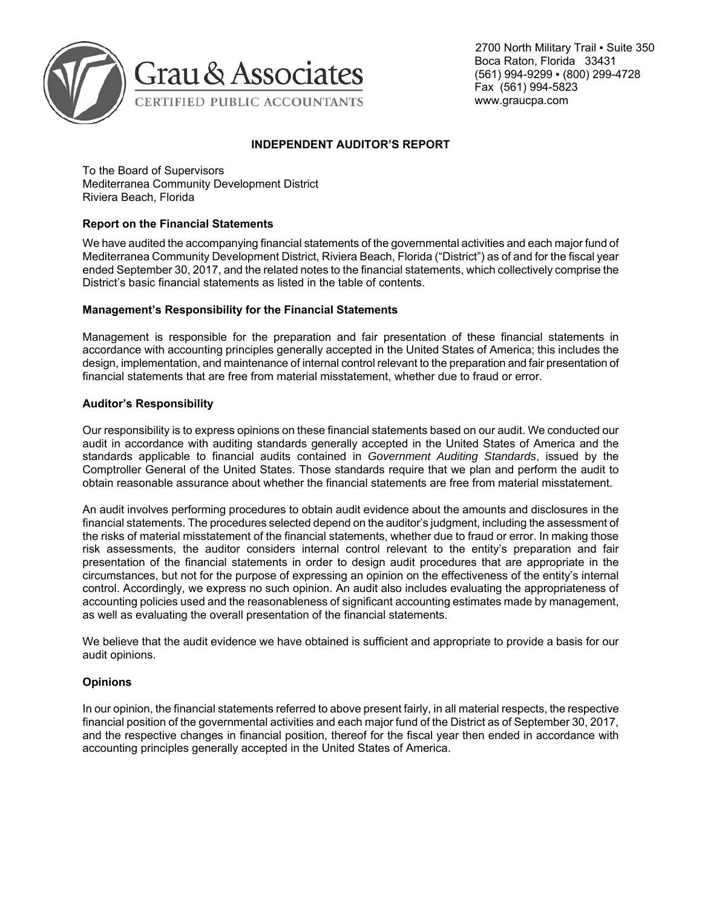Grau & Associates
CERTIFIED PUBLIC ACCOUNTANTS

2700 North Military Trail ▪ Suite 350
Boca Raton, Florida 33431
(561) 994-9299 ▪ (800) 299-4728
Fax (561) 994-5823
www.graucpa.com

## INDEPENDENT AUDITOR'S REPORT

To the Board of Supervisors
Mediterranea Community Development District
Riviera Beach, Florida

### Report on the Financial Statements

We have audited the accompanying financial statements of the governmental activities and each major fund of Mediterranea Community Development District, Riviera Beach, Florida ("District") as of and for the fiscal year ended September 30, 2017, and the related notes to the financial statements, which collectively comprise the District's basic financial statements as listed in the table of contents.

### Management's Responsibility for the Financial Statements

Management is responsible for the preparation and fair presentation of these financial statements in accordance with accounting principles generally accepted in the United States of America; this includes the design, implementation, and maintenance of internal control relevant to the preparation and fair presentation of financial statements that are free from material misstatement, whether due to fraud or error.

### Auditor's Responsibility

Our responsibility is to express opinions on these financial statements based on our audit. We conducted our audit in accordance with auditing standards generally accepted in the United States of America and the standards applicable to financial audits contained in *Government Auditing Standards*, issued by the Comptroller General of the United States. Those standards require that we plan and perform the audit to obtain reasonable assurance about whether the financial statements are free from material misstatement.

An audit involves performing procedures to obtain audit evidence about the amounts and disclosures in the financial statements. The procedures selected depend on the auditor's judgment, including the assessment of the risks of material misstatement of the financial statements, whether due to fraud or error. In making those risk assessments, the auditor considers internal control relevant to the entity's preparation and fair presentation of the financial statements in order to design audit procedures that are appropriate in the circumstances, but not for the purpose of expressing an opinion on the effectiveness of the entity's internal control. Accordingly, we express no such opinion. An audit also includes evaluating the appropriateness of accounting policies used and the reasonableness of significant accounting estimates made by management, as well as evaluating the overall presentation of the financial statements.

We believe that the audit evidence we have obtained is sufficient and appropriate to provide a basis for our audit opinions.

### Opinions

In our opinion, the financial statements referred to above present fairly, in all material respects, the respective financial position of the governmental activities and each major fund of the District as of September 30, 2017, and the respective changes in financial position, thereof for the fiscal year then ended in accordance with accounting principles generally accepted in the United States of America.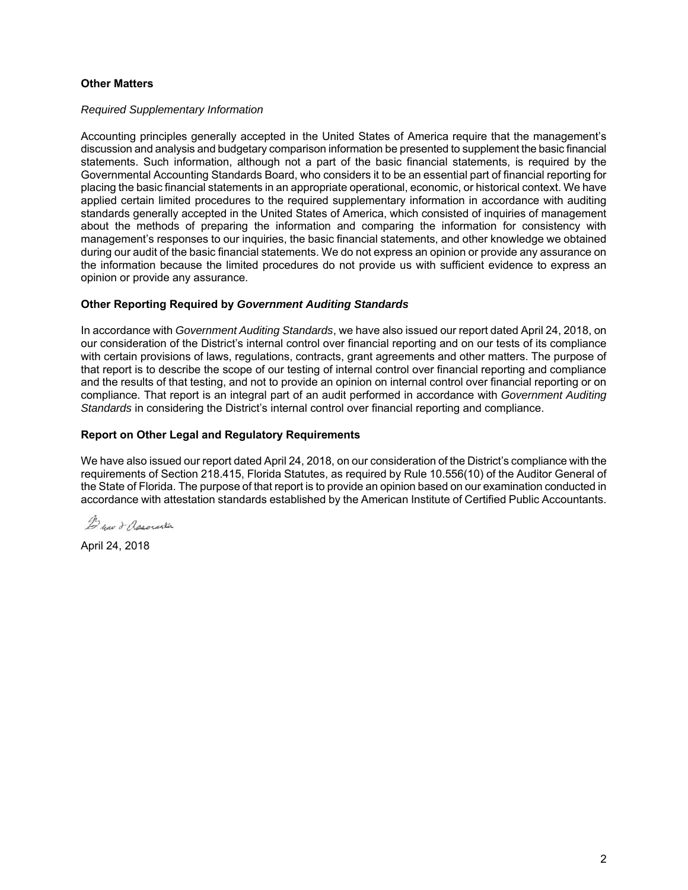**Other Matters**

*Required Supplementary Information*

Accounting principles generally accepted in the United States of America require that the management's discussion and analysis and budgetary comparison information be presented to supplement the basic financial statements. Such information, although not a part of the basic financial statements, is required by the Governmental Accounting Standards Board, who considers it to be an essential part of financial reporting for placing the basic financial statements in an appropriate operational, economic, or historical context. We have applied certain limited procedures to the required supplementary information in accordance with auditing standards generally accepted in the United States of America, which consisted of inquiries of management about the methods of preparing the information and comparing the information for consistency with management's responses to our inquiries, the basic financial statements, and other knowledge we obtained during our audit of the basic financial statements. We do not express an opinion or provide any assurance on the information because the limited procedures do not provide us with sufficient evidence to express an opinion or provide any assurance.

**Other Reporting Required by *Government Auditing Standards***

In accordance with *Government Auditing Standards*, we have also issued our report dated April 24, 2018, on our consideration of the District's internal control over financial reporting and on our tests of its compliance with certain provisions of laws, regulations, contracts, grant agreements and other matters. The purpose of that report is to describe the scope of our testing of internal control over financial reporting and compliance and the results of that testing, and not to provide an opinion on internal control over financial reporting or on compliance. That report is an integral part of an audit performed in accordance with *Government Auditing Standards* in considering the District's internal control over financial reporting and compliance.

**Report on Other Legal and Regulatory Requirements**

We have also issued our report dated April 24, 2018, on our consideration of the District's compliance with the requirements of Section 218.415, Florida Statutes, as required by Rule 10.556(10) of the Auditor General of the State of Florida. The purpose of that report is to provide an opinion based on our examination conducted in accordance with attestation standards established by the American Institute of Certified Public Accountants.

Grau & Associates

April 24, 2018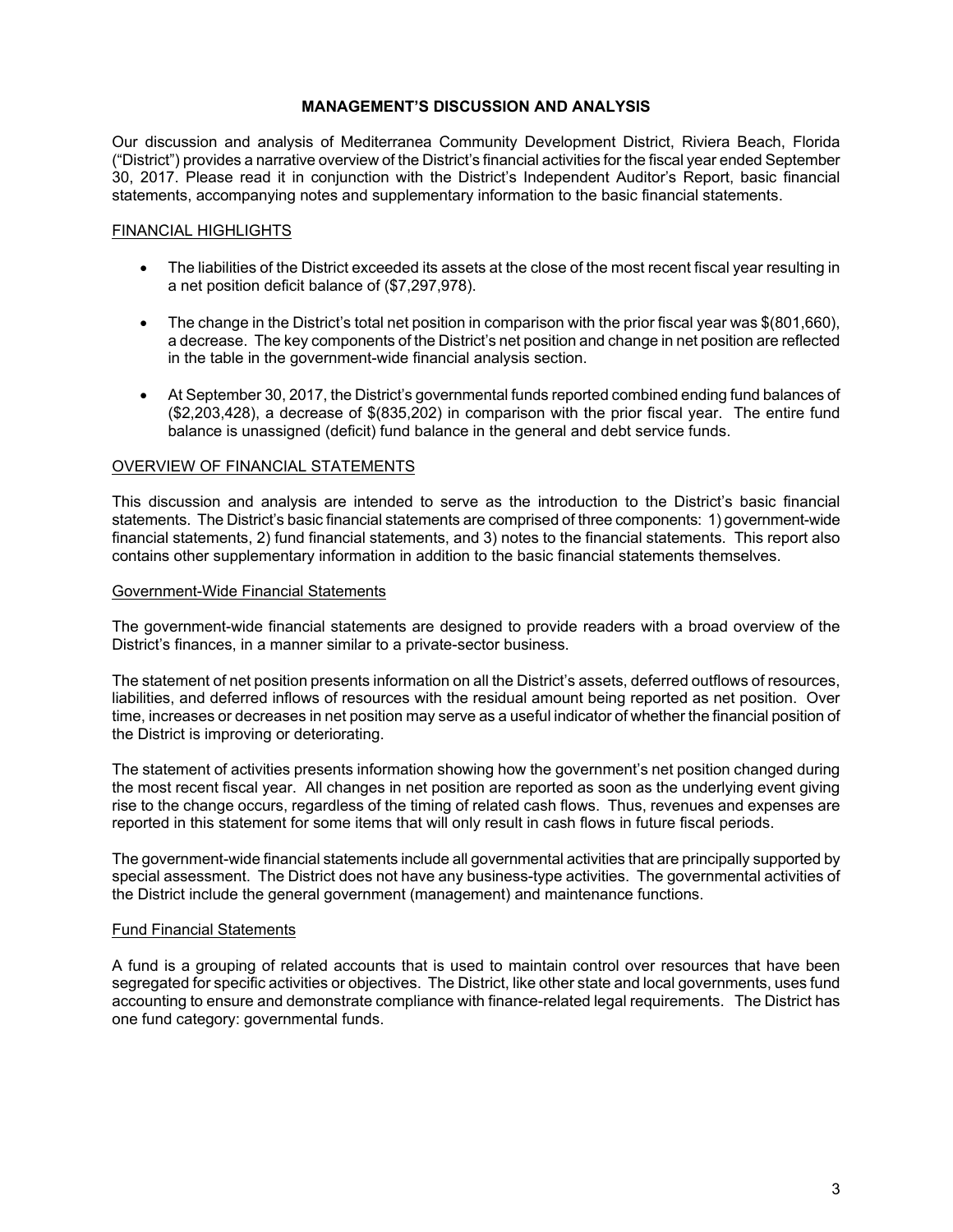# MANAGEMENT'S DISCUSSION AND ANALYSIS

Our discussion and analysis of Mediterranea Community Development District, Riviera Beach, Florida ("District") provides a narrative overview of the District's financial activities for the fiscal year ended September 30, 2017. Please read it in conjunction with the District's Independent Auditor's Report, basic financial statements, accompanying notes and supplementary information to the basic financial statements.

## FINANCIAL HIGHLIGHTS

- The liabilities of the District exceeded its assets at the close of the most recent fiscal year resulting in a net position deficit balance of ($7,297,978).
- The change in the District's total net position in comparison with the prior fiscal year was $(801,660), a decrease. The key components of the District's net position and change in net position are reflected in the table in the government-wide financial analysis section.
- At September 30, 2017, the District's governmental funds reported combined ending fund balances of ($2,203,428), a decrease of $(835,202) in comparison with the prior fiscal year. The entire fund balance is unassigned (deficit) fund balance in the general and debt service funds.

## OVERVIEW OF FINANCIAL STATEMENTS

This discussion and analysis are intended to serve as the introduction to the District's basic financial statements. The District's basic financial statements are comprised of three components: 1) government-wide financial statements, 2) fund financial statements, and 3) notes to the financial statements. This report also contains other supplementary information in addition to the basic financial statements themselves.

### Government-Wide Financial Statements

The government-wide financial statements are designed to provide readers with a broad overview of the District's finances, in a manner similar to a private-sector business.

The statement of net position presents information on all the District's assets, deferred outflows of resources, liabilities, and deferred inflows of resources with the residual amount being reported as net position. Over time, increases or decreases in net position may serve as a useful indicator of whether the financial position of the District is improving or deteriorating.

The statement of activities presents information showing how the government's net position changed during the most recent fiscal year. All changes in net position are reported as soon as the underlying event giving rise to the change occurs, regardless of the timing of related cash flows. Thus, revenues and expenses are reported in this statement for some items that will only result in cash flows in future fiscal periods.

The government-wide financial statements include all governmental activities that are principally supported by special assessment. The District does not have any business-type activities. The governmental activities of the District include the general government (management) and maintenance functions.

### Fund Financial Statements

A fund is a grouping of related accounts that is used to maintain control over resources that have been segregated for specific activities or objectives. The District, like other state and local governments, uses fund accounting to ensure and demonstrate compliance with finance-related legal requirements. The District has one fund category: governmental funds.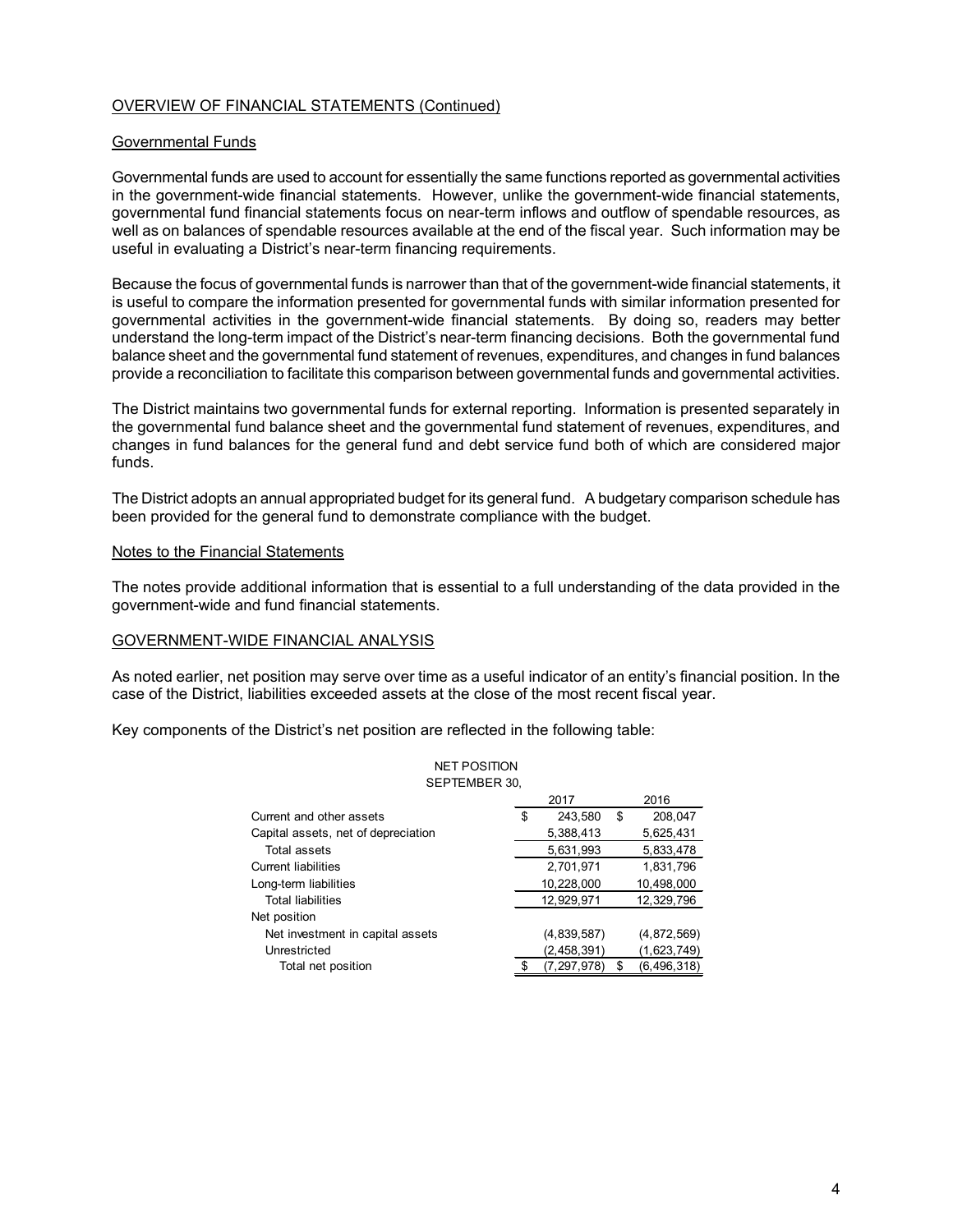OVERVIEW OF FINANCIAL STATEMENTS (Continued)

Governmental Funds

Governmental funds are used to account for essentially the same functions reported as governmental activities in the government-wide financial statements. However, unlike the government-wide financial statements, governmental fund financial statements focus on near-term inflows and outflow of spendable resources, as well as on balances of spendable resources available at the end of the fiscal year. Such information may be useful in evaluating a District's near-term financing requirements.

Because the focus of governmental funds is narrower than that of the government-wide financial statements, it is useful to compare the information presented for governmental funds with similar information presented for governmental activities in the government-wide financial statements. By doing so, readers may better understand the long-term impact of the District's near-term financing decisions. Both the governmental fund balance sheet and the governmental fund statement of revenues, expenditures, and changes in fund balances provide a reconciliation to facilitate this comparison between governmental funds and governmental activities.

The District maintains two governmental funds for external reporting. Information is presented separately in the governmental fund balance sheet and the governmental fund statement of revenues, expenditures, and changes in fund balances for the general fund and debt service fund both of which are considered major funds.

The District adopts an annual appropriated budget for its general fund. A budgetary comparison schedule has been provided for the general fund to demonstrate compliance with the budget.

Notes to the Financial Statements

The notes provide additional information that is essential to a full understanding of the data provided in the government-wide and fund financial statements.

GOVERNMENT-WIDE FINANCIAL ANALYSIS

As noted earlier, net position may serve over time as a useful indicator of an entity's financial position. In the case of the District, liabilities exceeded assets at the close of the most recent fiscal year.

Key components of the District's net position are reflected in the following table:

NET POSITION
SEPTEMBER 30,

| | 2017 | 2016 |
|---|---|---|
| Current and other assets | $ 243,580 | $ 208,047 |
| Capital assets, net of depreciation | 5,388,413 | 5,625,431 |
| Total assets | 5,631,993 | 5,833,478 |
| Current liabilities | 2,701,971 | 1,831,796 |
| Long-term liabilities | 10,228,000 | 10,498,000 |
| Total liabilities | 12,929,971 | 12,329,796 |
| Net position | | |
| Net investment in capital assets | (4,839,587) | (4,872,569) |
| Unrestricted | (2,458,391) | (1,623,749) |
| Total net position | $ (7,297,978) | $ (6,496,318) |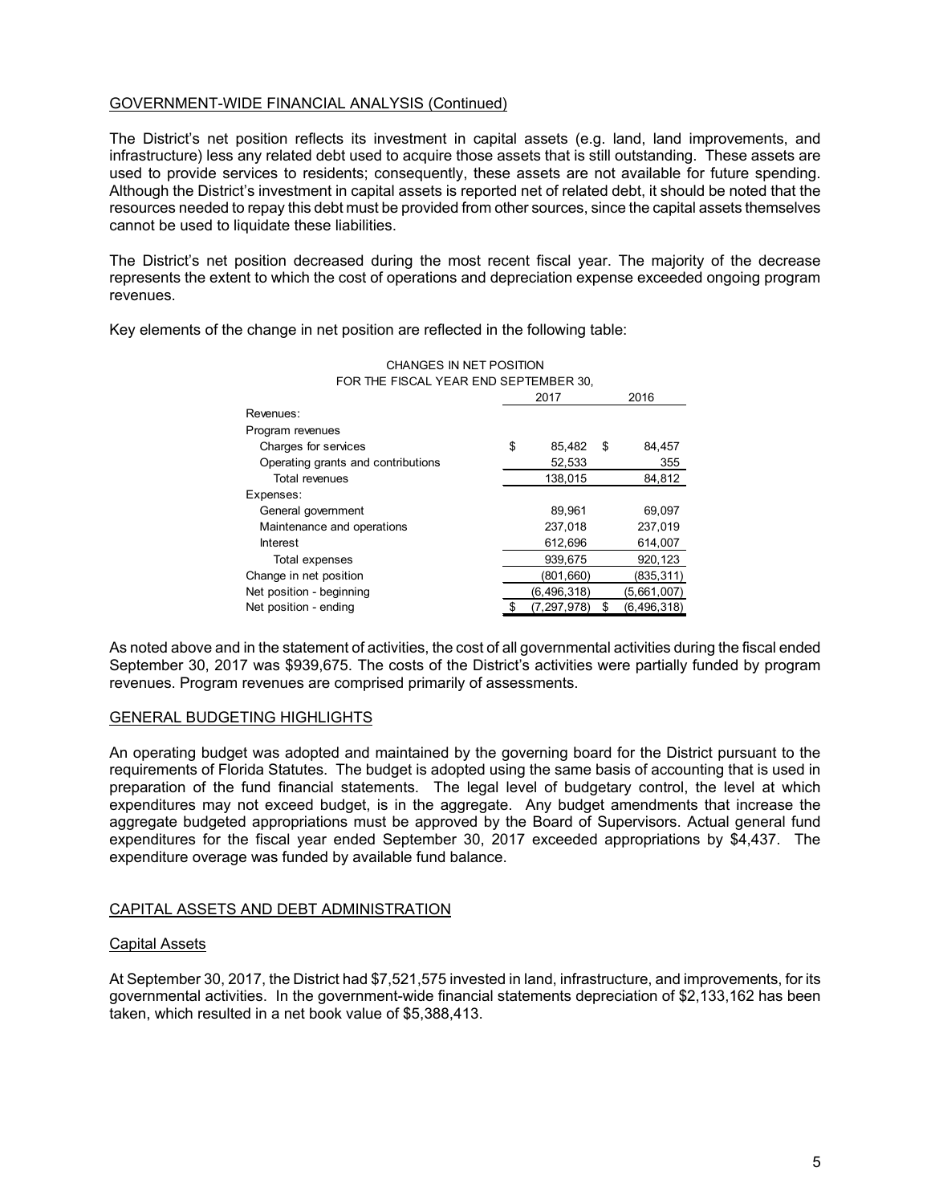## GOVERNMENT-WIDE FINANCIAL ANALYSIS (Continued)

The District's net position reflects its investment in capital assets (e.g. land, land improvements, and infrastructure) less any related debt used to acquire those assets that is still outstanding. These assets are used to provide services to residents; consequently, these assets are not available for future spending. Although the District's investment in capital assets is reported net of related debt, it should be noted that the resources needed to repay this debt must be provided from other sources, since the capital assets themselves cannot be used to liquidate these liabilities.

The District's net position decreased during the most recent fiscal year. The majority of the decrease represents the extent to which the cost of operations and depreciation expense exceeded ongoing program revenues.

Key elements of the change in net position are reflected in the following table:

CHANGES IN NET POSITION
FOR THE FISCAL YEAR END SEPTEMBER 30,

| | 2017 | 2016 |
|---|---|---|
| Revenues: | | |
| Program revenues | | |
| Charges for services | $ 85,482 | $ 84,457 |
| Operating grants and contributions | 52,533 | 355 |
| Total revenues | 138,015 | 84,812 |
| Expenses: | | |
| General government | 89,961 | 69,097 |
| Maintenance and operations | 237,018 | 237,019 |
| Interest | 612,696 | 614,007 |
| Total expenses | 939,675 | 920,123 |
| Change in net position | (801,660) | (835,311) |
| Net position - beginning | (6,496,318) | (5,661,007) |
| Net position - ending | $ (7,297,978) | $ (6,496,318) |

As noted above and in the statement of activities, the cost of all governmental activities during the fiscal ended September 30, 2017 was $939,675. The costs of the District's activities were partially funded by program revenues. Program revenues are comprised primarily of assessments.

## GENERAL BUDGETING HIGHLIGHTS

An operating budget was adopted and maintained by the governing board for the District pursuant to the requirements of Florida Statutes. The budget is adopted using the same basis of accounting that is used in preparation of the fund financial statements. The legal level of budgetary control, the level at which expenditures may not exceed budget, is in the aggregate. Any budget amendments that increase the aggregate budgeted appropriations must be approved by the Board of Supervisors. Actual general fund expenditures for the fiscal year ended September 30, 2017 exceeded appropriations by $4,437. The expenditure overage was funded by available fund balance.

## CAPITAL ASSETS AND DEBT ADMINISTRATION

### Capital Assets

At September 30, 2017, the District had $7,521,575 invested in land, infrastructure, and improvements, for its governmental activities. In the government-wide financial statements depreciation of $2,133,162 has been taken, which resulted in a net book value of $5,388,413.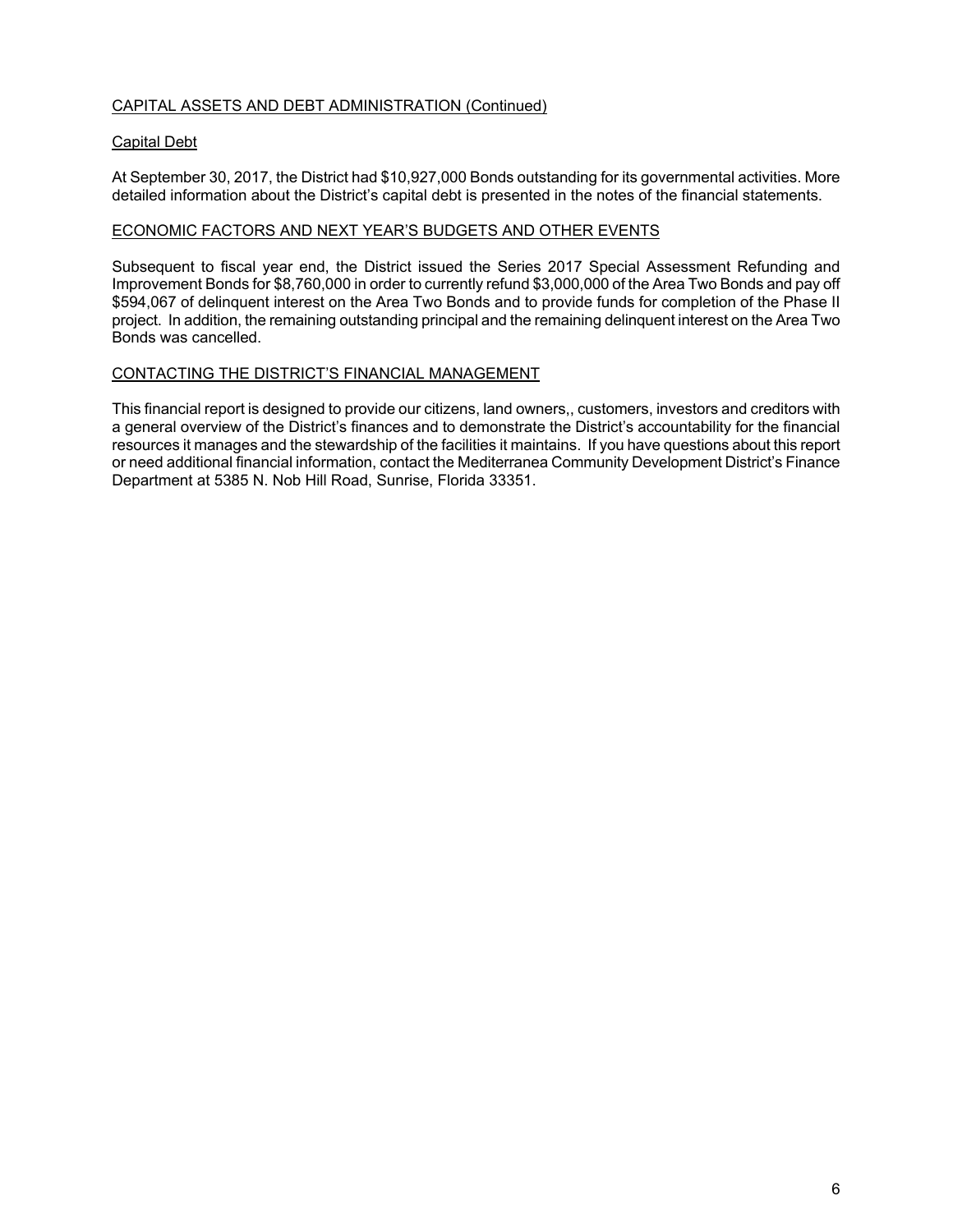## CAPITAL ASSETS AND DEBT ADMINISTRATION (Continued)

### Capital Debt

At September 30, 2017, the District had $10,927,000 Bonds outstanding for its governmental activities. More detailed information about the District's capital debt is presented in the notes of the financial statements.

## ECONOMIC FACTORS AND NEXT YEAR'S BUDGETS AND OTHER EVENTS

Subsequent to fiscal year end, the District issued the Series 2017 Special Assessment Refunding and Improvement Bonds for $8,760,000 in order to currently refund $3,000,000 of the Area Two Bonds and pay off $594,067 of delinquent interest on the Area Two Bonds and to provide funds for completion of the Phase II project. In addition, the remaining outstanding principal and the remaining delinquent interest on the Area Two Bonds was cancelled.

## CONTACTING THE DISTRICT'S FINANCIAL MANAGEMENT

This financial report is designed to provide our citizens, land owners,, customers, investors and creditors with a general overview of the District's finances and to demonstrate the District's accountability for the financial resources it manages and the stewardship of the facilities it maintains. If you have questions about this report or need additional financial information, contact the Mediterranea Community Development District's Finance Department at 5385 N. Nob Hill Road, Sunrise, Florida 33351.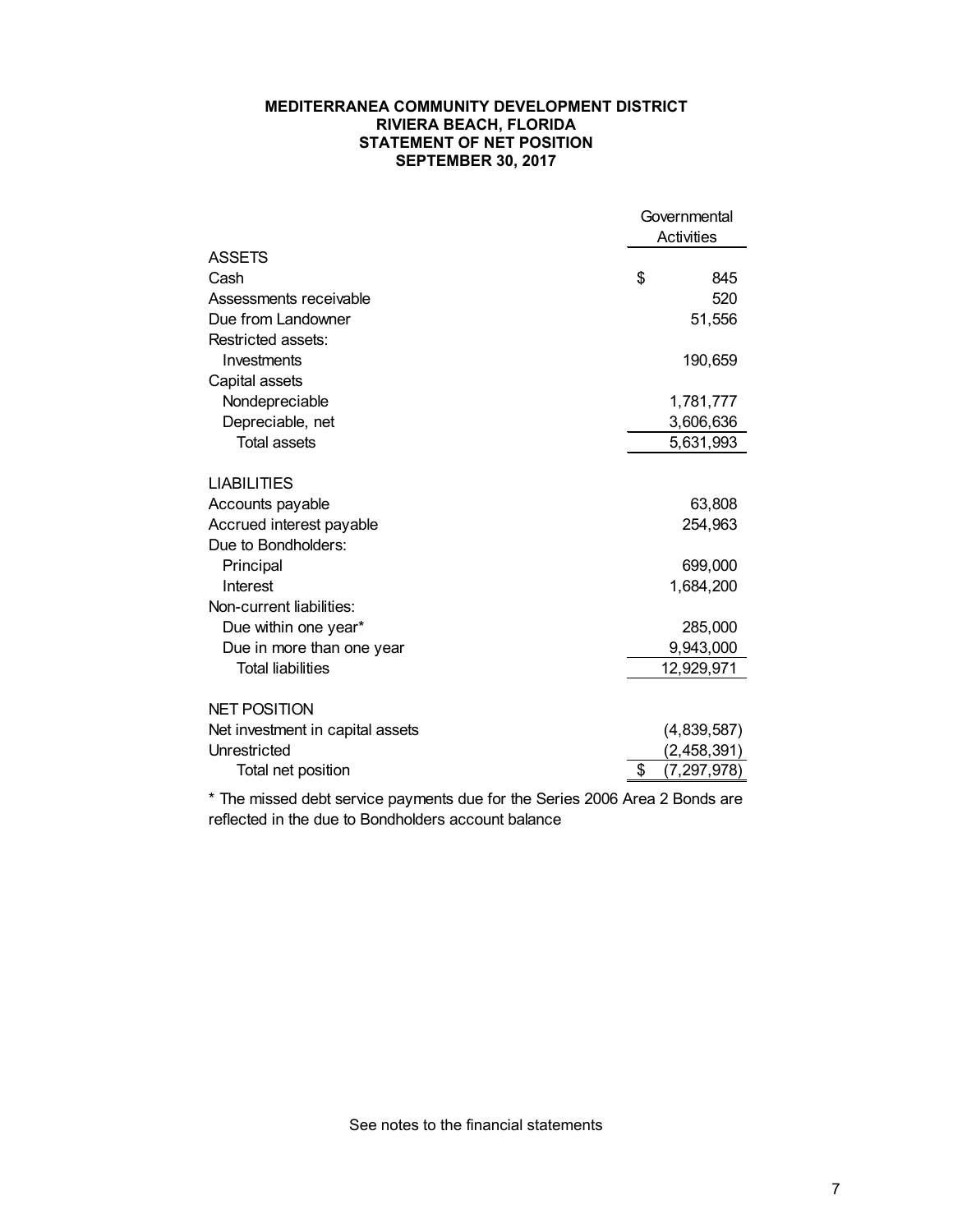**MEDITERRANEA COMMUNITY DEVELOPMENT DISTRICT**
**RIVIERA BEACH, FLORIDA**
**STATEMENT OF NET POSITION**
**SEPTEMBER 30, 2017**

| | Governmental Activities |
|---|---|
| ASSETS | |
| Cash | $ 845 |
| Assessments receivable | 520 |
| Due from Landowner | 51,556 |
| Restricted assets: | |
| Investments | 190,659 |
| Capital assets | |
| Nondepreciable | 1,781,777 |
| Depreciable, net | 3,606,636 |
| Total assets | 5,631,993 |
| | |
| LIABILITIES | |
| Accounts payable | 63,808 |
| Accrued interest payable | 254,963 |
| Due to Bondholders: | |
| Principal | 699,000 |
| Interest | 1,684,200 |
| Non-current liabilities: | |
| Due within one year* | 285,000 |
| Due in more than one year | 9,943,000 |
| Total liabilities | 12,929,971 |
| | |
| NET POSITION | |
| Net investment in capital assets | (4,839,587) |
| Unrestricted | (2,458,391) |
| Total net position | $ (7,297,978) |

* The missed debt service payments due for the Series 2006 Area 2 Bonds are reflected in the due to Bondholders account balance

See notes to the financial statements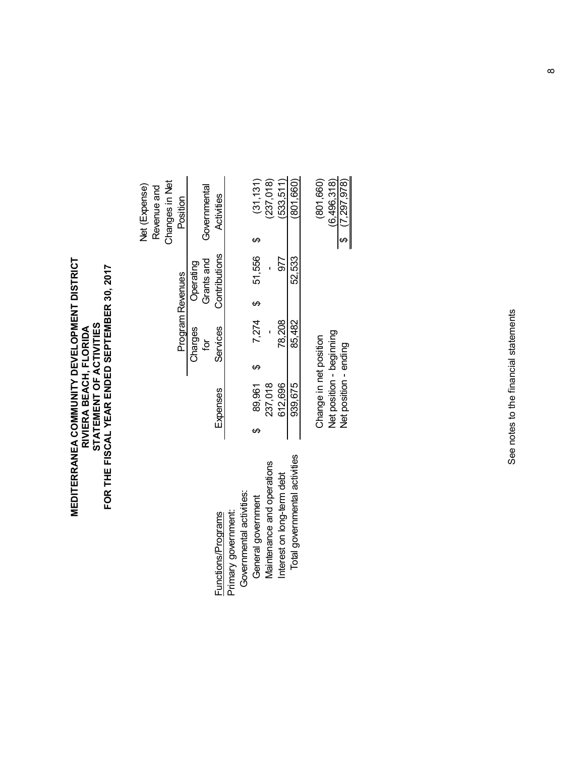# MEDITERRANEA COMMUNITY DEVELOPMENT DISTRICT
## RIVIERA BEACH, FLORIDA
## STATEMENT OF ACTIVITIES
## FOR THE FISCAL YEAR ENDED SEPTEMBER 30, 2017

| | | Program Revenues | | Net (Expense) Revenue and Changes in Net Position |
|---|---|---|---|---|
| Functions/Programs | Expenses | Charges for Services | Operating Grants and Contributions | Governmental Activities |
| Primary government: | | | | |
| Governmental activities: | | | | |
| General government | $ 89,961 | $ 7,274 | $ 51,556 | $ (31,131) |
| Maintenance and operations | 237,018 | - | - | (237,018) |
| Interest on long-term debt | 612,696 | 78,208 | 977 | (533,511) |
| Total governmental activities | 939,675 | 85,482 | 52,533 | (801,660) |
| | | | | |
| Change in net position | | | | (801,660) |
| Net position - beginning | | | | (6,496,318) |
| Net position - ending | | | | $ (7,297,978) |

See notes to the financial statements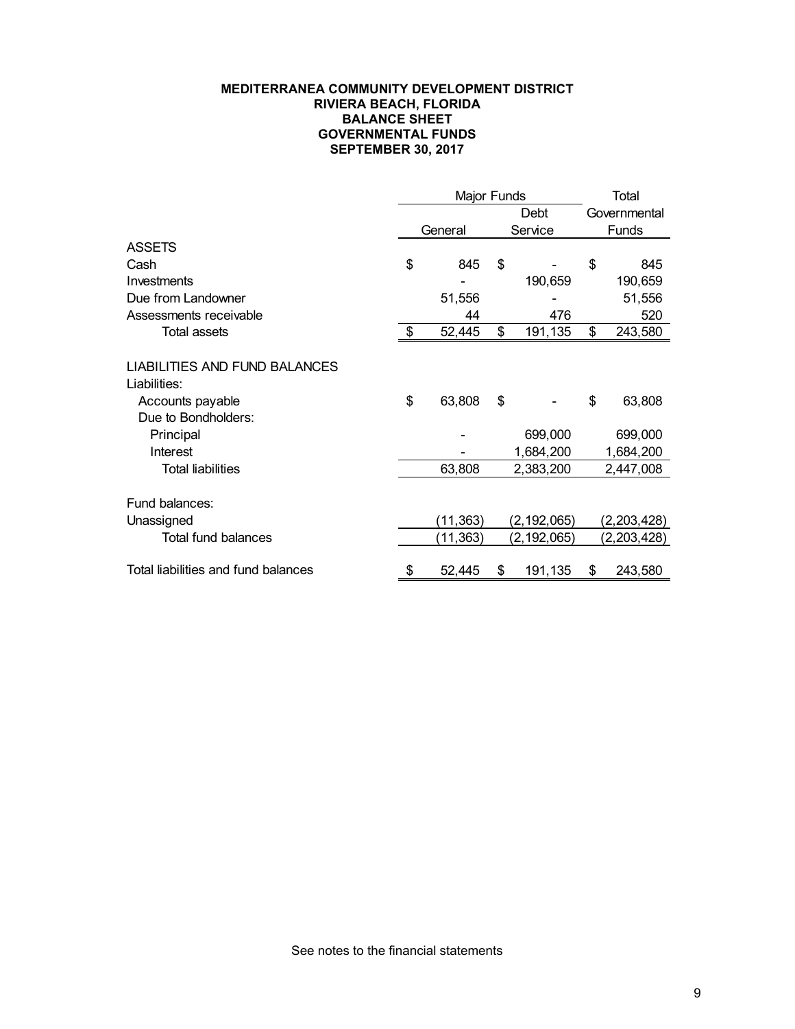# MEDITERRANEA COMMUNITY DEVELOPMENT DISTRICT
## RIVIERA BEACH, FLORIDA
## BALANCE SHEET
## GOVERNMENTAL FUNDS
## SEPTEMBER 30, 2017

| | Major Funds | | Total |
|---|---|---|---|
| | General | Debt Service | Governmental Funds |
| **ASSETS** | | | |
| Cash | $ 845 | $ - | $ 845 |
| Investments | - | 190,659 | 190,659 |
| Due from Landowner | 51,556 | - | 51,556 |
| Assessments receivable | 44 | 476 | 520 |
| Total assets | $ 52,445 | $ 191,135 | $ 243,580 |
| **LIABILITIES AND FUND BALANCES** | | | |
| Liabilities: | | | |
| Accounts payable | $ 63,808 | $ - | $ 63,808 |
| Due to Bondholders: | | | |
| Principal | - | 699,000 | 699,000 |
| Interest | - | 1,684,200 | 1,684,200 |
| Total liabilities | 63,808 | 2,383,200 | 2,447,008 |
| Fund balances: | | | |
| Unassigned | (11,363) | (2,192,065) | (2,203,428) |
| Total fund balances | (11,363) | (2,192,065) | (2,203,428) |
| Total liabilities and fund balances | $ 52,445 | $ 191,135 | $ 243,580 |

See notes to the financial statements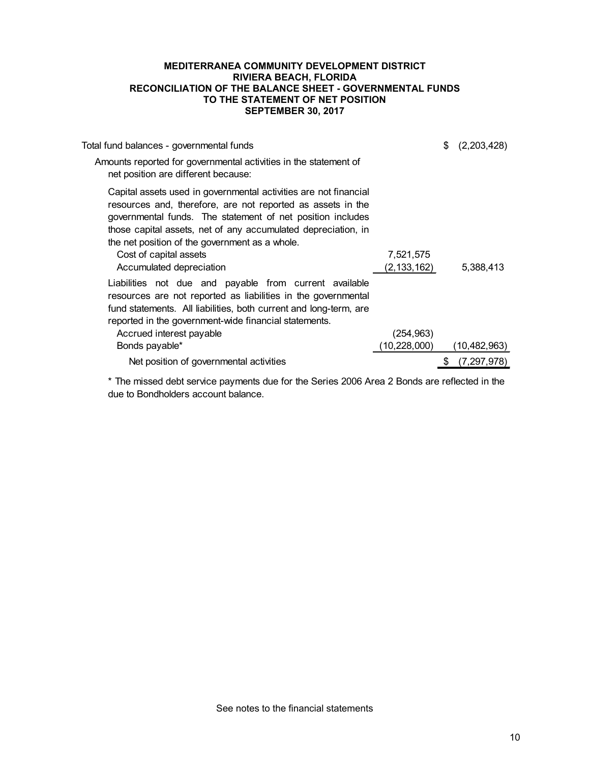# MEDITERRANEA COMMUNITY DEVELOPMENT DISTRICT
## RIVIERA BEACH, FLORIDA
## RECONCILIATION OF THE BALANCE SHEET - GOVERNMENTAL FUNDS TO THE STATEMENT OF NET POSITION
## SEPTEMBER 30, 2017

| | | |
|---|---|---|
| Total fund balances - governmental funds | | $ (2,203,428) |
| Amounts reported for governmental activities in the statement of net position are different because: | | |
| Capital assets used in governmental activities are not financial resources and, therefore, are not reported as assets in the governmental funds. The statement of net position includes those capital assets, net of any accumulated depreciation, in the net position of the government as a whole. | | |
| Cost of capital assets | 7,521,575 | |
| Accumulated depreciation | (2,133,162) | 5,388,413 |
| Liabilities not due and payable from current available resources are not reported as liabilities in the governmental fund statements. All liabilities, both current and long-term, are reported in the government-wide financial statements. | | |
| Accrued interest payable | (254,963) | |
| Bonds payable* | (10,228,000) | (10,482,963) |
| Net position of governmental activities | | $ (7,297,978) |

* The missed debt service payments due for the Series 2006 Area 2 Bonds are reflected in the due to Bondholders account balance.

See notes to the financial statements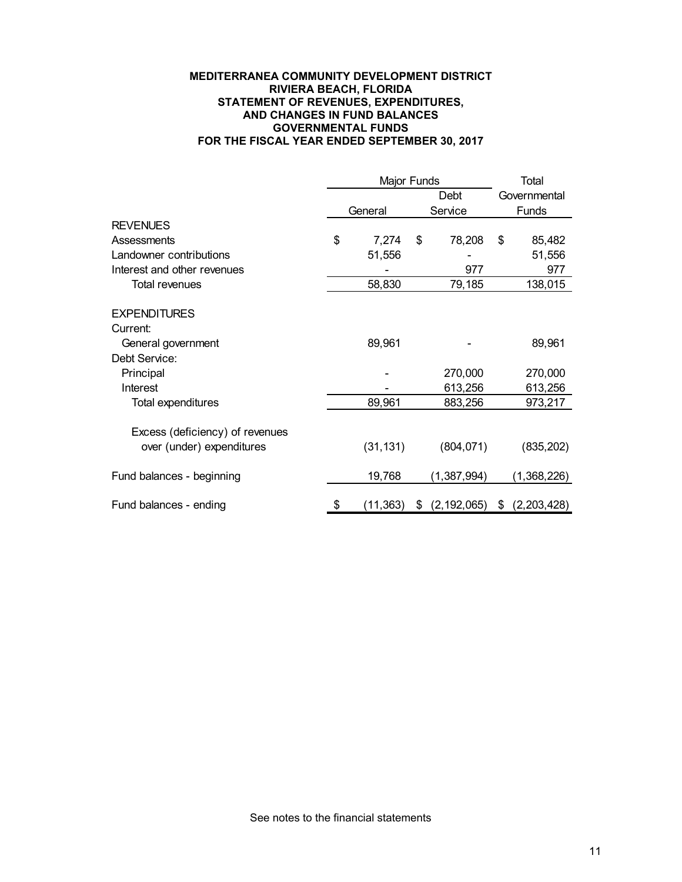**MEDITERRANEA COMMUNITY DEVELOPMENT DISTRICT**
**RIVIERA BEACH, FLORIDA**
**STATEMENT OF REVENUES, EXPENDITURES,**
**AND CHANGES IN FUND BALANCES**
**GOVERNMENTAL FUNDS**
**FOR THE FISCAL YEAR ENDED SEPTEMBER 30, 2017**

| | Major Funds | | Total |
|---|---|---|---|
| | General | Debt Service | Governmental Funds |
| **REVENUES** | | | |
| Assessments | $ 7,274 | $ 78,208 | $ 85,482 |
| Landowner contributions | 51,556 | - | 51,556 |
| Interest and other revenues | - | 977 | 977 |
| Total revenues | 58,830 | 79,185 | 138,015 |
| | | | |
| **EXPENDITURES** | | | |
| Current: | | | |
| General government | 89,961 | - | 89,961 |
| Debt Service: | | | |
| Principal | - | 270,000 | 270,000 |
| Interest | - | 613,256 | 613,256 |
| Total expenditures | 89,961 | 883,256 | 973,217 |
| | | | |
| Excess (deficiency) of revenues over (under) expenditures | (31,131) | (804,071) | (835,202) |
| | | | |
| Fund balances - beginning | 19,768 | (1,387,994) | (1,368,226) |
| | | | |
| Fund balances - ending | $ (11,363) | $ (2,192,065) | $ (2,203,428) |

See notes to the financial statements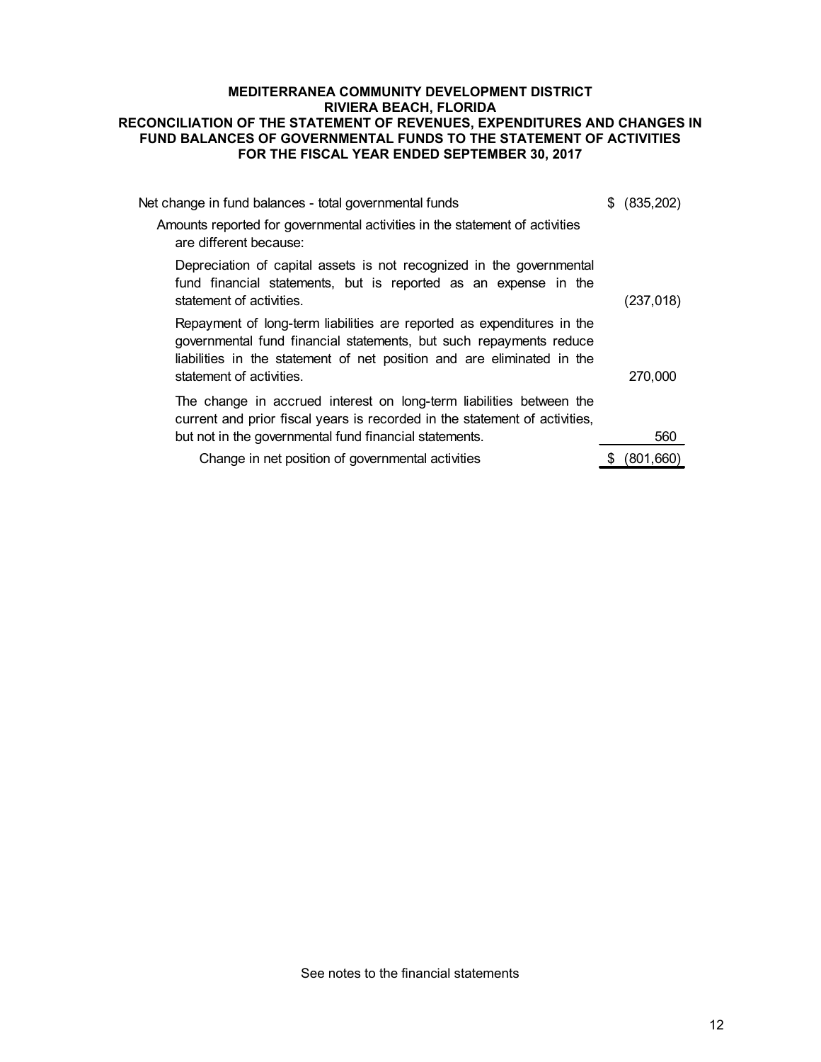# MEDITERRANEA COMMUNITY DEVELOPMENT DISTRICT
## RIVIERA BEACH, FLORIDA
## RECONCILIATION OF THE STATEMENT OF REVENUES, EXPENDITURES AND CHANGES IN FUND BALANCES OF GOVERNMENTAL FUNDS TO THE STATEMENT OF ACTIVITIES
## FOR THE FISCAL YEAR ENDED SEPTEMBER 30, 2017

| | |
|---|---|
| Net change in fund balances - total governmental funds | $ (835,202) |
| Amounts reported for governmental activities in the statement of activities are different because: | |
| Depreciation of capital assets is not recognized in the governmental fund financial statements, but is reported as an expense in the statement of activities. | (237,018) |
| Repayment of long-term liabilities are reported as expenditures in the governmental fund financial statements, but such repayments reduce liabilities in the statement of net position and are eliminated in the statement of activities. | 270,000 |
| The change in accrued interest on long-term liabilities between the current and prior fiscal years is recorded in the statement of activities, but not in the governmental fund financial statements. | 560 |
| Change in net position of governmental activities | $ (801,660) |

See notes to the financial statements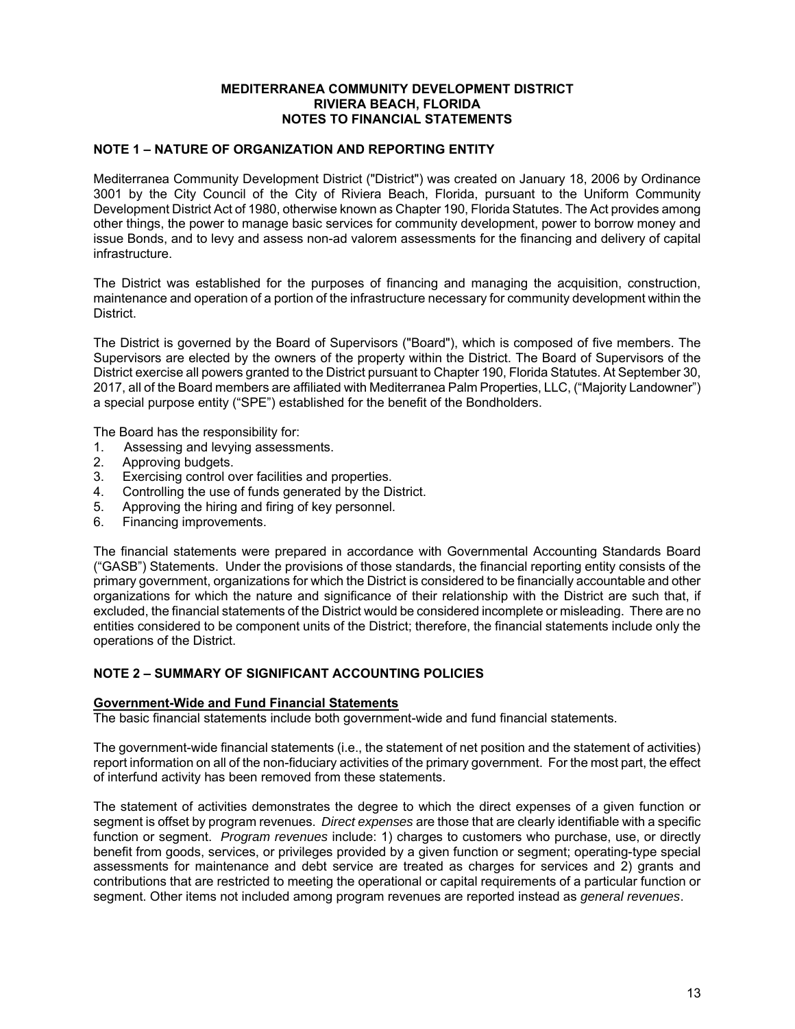# MEDITERRANEA COMMUNITY DEVELOPMENT DISTRICT
## RIVIERA BEACH, FLORIDA
## NOTES TO FINANCIAL STATEMENTS

### NOTE 1 – NATURE OF ORGANIZATION AND REPORTING ENTITY

Mediterranea Community Development District ("District") was created on January 18, 2006 by Ordinance 3001 by the City Council of the City of Riviera Beach, Florida, pursuant to the Uniform Community Development District Act of 1980, otherwise known as Chapter 190, Florida Statutes. The Act provides among other things, the power to manage basic services for community development, power to borrow money and issue Bonds, and to levy and assess non-ad valorem assessments for the financing and delivery of capital infrastructure.

The District was established for the purposes of financing and managing the acquisition, construction, maintenance and operation of a portion of the infrastructure necessary for community development within the District.

The District is governed by the Board of Supervisors ("Board"), which is composed of five members. The Supervisors are elected by the owners of the property within the District. The Board of Supervisors of the District exercise all powers granted to the District pursuant to Chapter 190, Florida Statutes. At September 30, 2017, all of the Board members are affiliated with Mediterranea Palm Properties, LLC, ("Majority Landowner") a special purpose entity ("SPE") established for the benefit of the Bondholders.

The Board has the responsibility for:

1. Assessing and levying assessments.
2. Approving budgets.
3. Exercising control over facilities and properties.
4. Controlling the use of funds generated by the District.
5. Approving the hiring and firing of key personnel.
6. Financing improvements.

The financial statements were prepared in accordance with Governmental Accounting Standards Board ("GASB") Statements. Under the provisions of those standards, the financial reporting entity consists of the primary government, organizations for which the District is considered to be financially accountable and other organizations for which the nature and significance of their relationship with the District are such that, if excluded, the financial statements of the District would be considered incomplete or misleading. There are no entities considered to be component units of the District; therefore, the financial statements include only the operations of the District.

### NOTE 2 – SUMMARY OF SIGNIFICANT ACCOUNTING POLICIES

**Government-Wide and Fund Financial Statements**

The basic financial statements include both government-wide and fund financial statements.

The government-wide financial statements (i.e., the statement of net position and the statement of activities) report information on all of the non-fiduciary activities of the primary government. For the most part, the effect of interfund activity has been removed from these statements.

The statement of activities demonstrates the degree to which the direct expenses of a given function or segment is offset by program revenues. *Direct expenses* are those that are clearly identifiable with a specific function or segment. *Program revenues* include: 1) charges to customers who purchase, use, or directly benefit from goods, services, or privileges provided by a given function or segment; operating-type special assessments for maintenance and debt service are treated as charges for services and 2) grants and contributions that are restricted to meeting the operational or capital requirements of a particular function or segment. Other items not included among program revenues are reported instead as *general revenues*.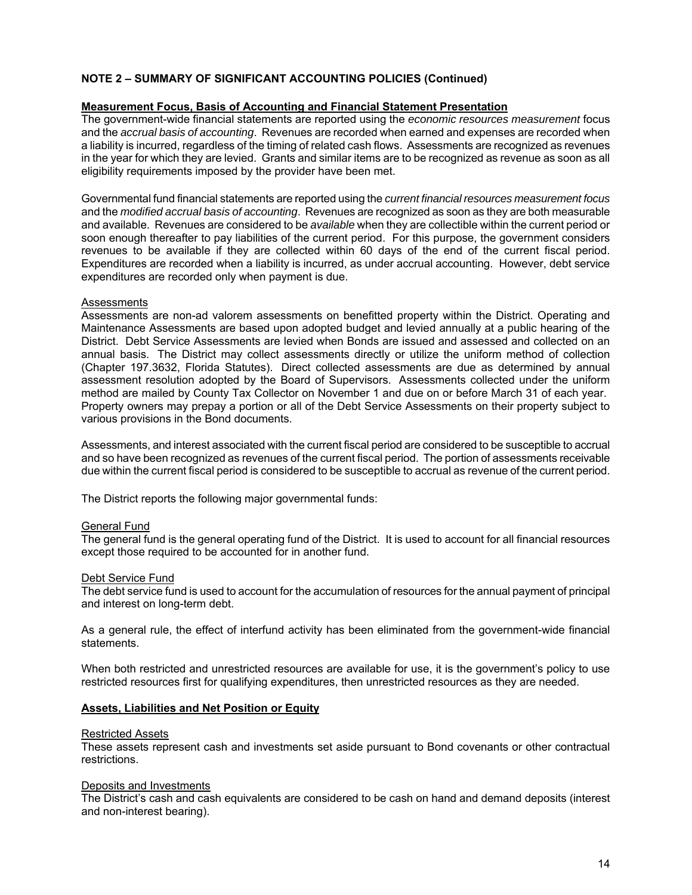**NOTE 2 – SUMMARY OF SIGNIFICANT ACCOUNTING POLICIES (Continued)**

**Measurement Focus, Basis of Accounting and Financial Statement Presentation**

The government-wide financial statements are reported using the *economic resources measurement* focus and the *accrual basis of accounting*. Revenues are recorded when earned and expenses are recorded when a liability is incurred, regardless of the timing of related cash flows. Assessments are recognized as revenues in the year for which they are levied. Grants and similar items are to be recognized as revenue as soon as all eligibility requirements imposed by the provider have been met.

Governmental fund financial statements are reported using the *current financial resources measurement focus* and the *modified accrual basis of accounting*. Revenues are recognized as soon as they are both measurable and available. Revenues are considered to be *available* when they are collectible within the current period or soon enough thereafter to pay liabilities of the current period. For this purpose, the government considers revenues to be available if they are collected within 60 days of the end of the current fiscal period. Expenditures are recorded when a liability is incurred, as under accrual accounting. However, debt service expenditures are recorded only when payment is due.

Assessments

Assessments are non-ad valorem assessments on benefitted property within the District. Operating and Maintenance Assessments are based upon adopted budget and levied annually at a public hearing of the District. Debt Service Assessments are levied when Bonds are issued and assessed and collected on an annual basis. The District may collect assessments directly or utilize the uniform method of collection (Chapter 197.3632, Florida Statutes). Direct collected assessments are due as determined by annual assessment resolution adopted by the Board of Supervisors. Assessments collected under the uniform method are mailed by County Tax Collector on November 1 and due on or before March 31 of each year. Property owners may prepay a portion or all of the Debt Service Assessments on their property subject to various provisions in the Bond documents.

Assessments, and interest associated with the current fiscal period are considered to be susceptible to accrual and so have been recognized as revenues of the current fiscal period. The portion of assessments receivable due within the current fiscal period is considered to be susceptible to accrual as revenue of the current period.

The District reports the following major governmental funds:

General Fund

The general fund is the general operating fund of the District. It is used to account for all financial resources except those required to be accounted for in another fund.

Debt Service Fund

The debt service fund is used to account for the accumulation of resources for the annual payment of principal and interest on long-term debt.

As a general rule, the effect of interfund activity has been eliminated from the government-wide financial statements.

When both restricted and unrestricted resources are available for use, it is the government's policy to use restricted resources first for qualifying expenditures, then unrestricted resources as they are needed.

**Assets, Liabilities and Net Position or Equity**

Restricted Assets

These assets represent cash and investments set aside pursuant to Bond covenants or other contractual restrictions.

Deposits and Investments

The District's cash and cash equivalents are considered to be cash on hand and demand deposits (interest and non-interest bearing).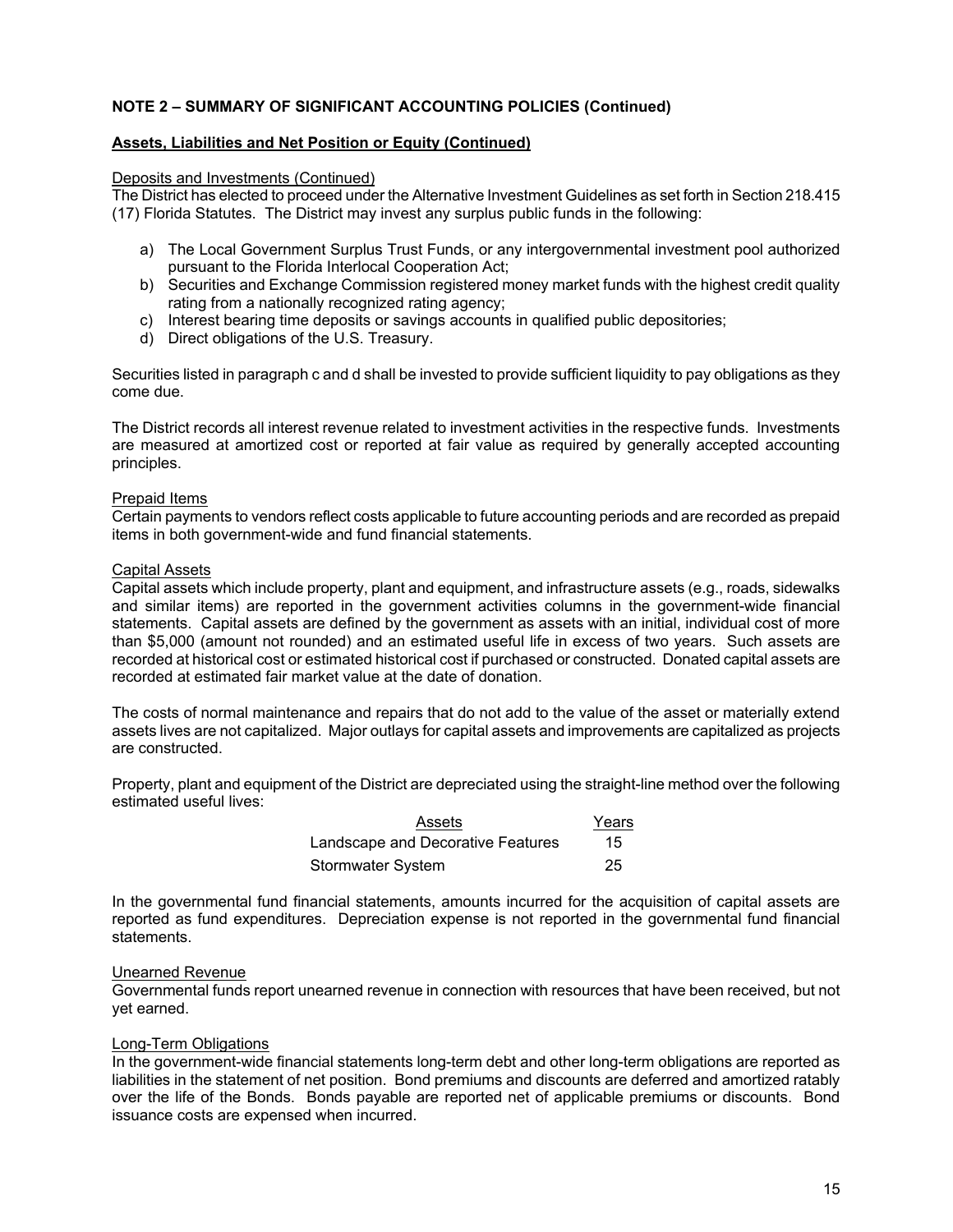**NOTE 2 – SUMMARY OF SIGNIFICANT ACCOUNTING POLICIES (Continued)**

**Assets, Liabilities and Net Position or Equity (Continued)**

Deposits and Investments (Continued)

The District has elected to proceed under the Alternative Investment Guidelines as set forth in Section 218.415 (17) Florida Statutes. The District may invest any surplus public funds in the following:

a) The Local Government Surplus Trust Funds, or any intergovernmental investment pool authorized pursuant to the Florida Interlocal Cooperation Act;
b) Securities and Exchange Commission registered money market funds with the highest credit quality rating from a nationally recognized rating agency;
c) Interest bearing time deposits or savings accounts in qualified public depositories;
d) Direct obligations of the U.S. Treasury.

Securities listed in paragraph c and d shall be invested to provide sufficient liquidity to pay obligations as they come due.

The District records all interest revenue related to investment activities in the respective funds. Investments are measured at amortized cost or reported at fair value as required by generally accepted accounting principles.

Prepaid Items

Certain payments to vendors reflect costs applicable to future accounting periods and are recorded as prepaid items in both government-wide and fund financial statements.

Capital Assets

Capital assets which include property, plant and equipment, and infrastructure assets (e.g., roads, sidewalks and similar items) are reported in the government activities columns in the government-wide financial statements. Capital assets are defined by the government as assets with an initial, individual cost of more than $5,000 (amount not rounded) and an estimated useful life in excess of two years. Such assets are recorded at historical cost or estimated historical cost if purchased or constructed. Donated capital assets are recorded at estimated fair market value at the date of donation.

The costs of normal maintenance and repairs that do not add to the value of the asset or materially extend assets lives are not capitalized. Major outlays for capital assets and improvements are capitalized as projects are constructed.

Property, plant and equipment of the District are depreciated using the straight-line method over the following estimated useful lives:

| Assets | Years |
|---|---|
| Landscape and Decorative Features | 15 |
| Stormwater System | 25 |

In the governmental fund financial statements, amounts incurred for the acquisition of capital assets are reported as fund expenditures. Depreciation expense is not reported in the governmental fund financial statements.

Unearned Revenue

Governmental funds report unearned revenue in connection with resources that have been received, but not yet earned.

Long-Term Obligations

In the government-wide financial statements long-term debt and other long-term obligations are reported as liabilities in the statement of net position. Bond premiums and discounts are deferred and amortized ratably over the life of the Bonds. Bonds payable are reported net of applicable premiums or discounts. Bond issuance costs are expensed when incurred.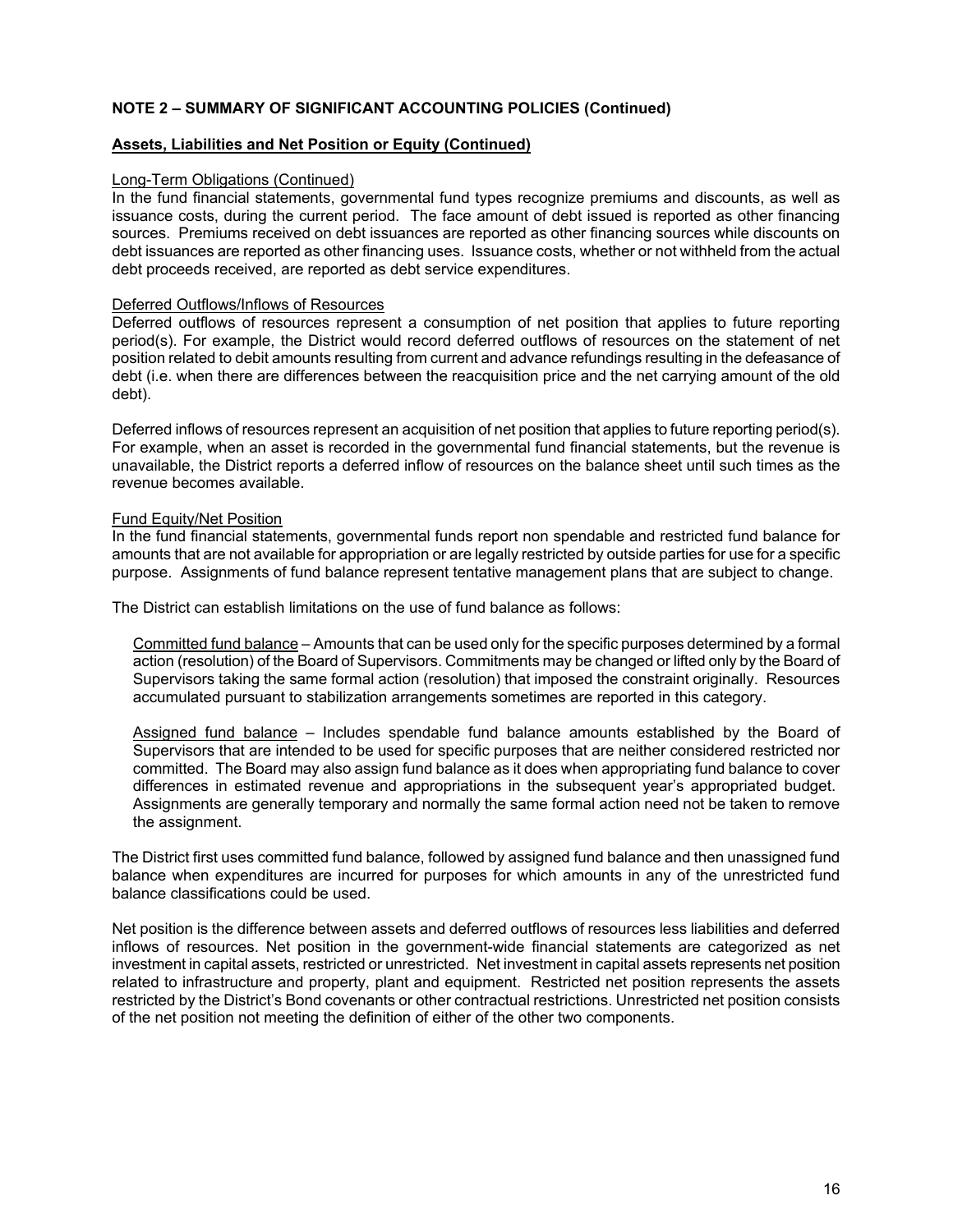**NOTE 2 – SUMMARY OF SIGNIFICANT ACCOUNTING POLICIES (Continued)**

**Assets, Liabilities and Net Position or Equity (Continued)**

Long-Term Obligations (Continued)

In the fund financial statements, governmental fund types recognize premiums and discounts, as well as issuance costs, during the current period. The face amount of debt issued is reported as other financing sources. Premiums received on debt issuances are reported as other financing sources while discounts on debt issuances are reported as other financing uses. Issuance costs, whether or not withheld from the actual debt proceeds received, are reported as debt service expenditures.

Deferred Outflows/Inflows of Resources

Deferred outflows of resources represent a consumption of net position that applies to future reporting period(s). For example, the District would record deferred outflows of resources on the statement of net position related to debit amounts resulting from current and advance refundings resulting in the defeasance of debt (i.e. when there are differences between the reacquisition price and the net carrying amount of the old debt).

Deferred inflows of resources represent an acquisition of net position that applies to future reporting period(s). For example, when an asset is recorded in the governmental fund financial statements, but the revenue is unavailable, the District reports a deferred inflow of resources on the balance sheet until such times as the revenue becomes available.

Fund Equity/Net Position

In the fund financial statements, governmental funds report non spendable and restricted fund balance for amounts that are not available for appropriation or are legally restricted by outside parties for use for a specific purpose. Assignments of fund balance represent tentative management plans that are subject to change.

The District can establish limitations on the use of fund balance as follows:

Committed fund balance – Amounts that can be used only for the specific purposes determined by a formal action (resolution) of the Board of Supervisors. Commitments may be changed or lifted only by the Board of Supervisors taking the same formal action (resolution) that imposed the constraint originally. Resources accumulated pursuant to stabilization arrangements sometimes are reported in this category.

Assigned fund balance – Includes spendable fund balance amounts established by the Board of Supervisors that are intended to be used for specific purposes that are neither considered restricted nor committed. The Board may also assign fund balance as it does when appropriating fund balance to cover differences in estimated revenue and appropriations in the subsequent year's appropriated budget. Assignments are generally temporary and normally the same formal action need not be taken to remove the assignment.

The District first uses committed fund balance, followed by assigned fund balance and then unassigned fund balance when expenditures are incurred for purposes for which amounts in any of the unrestricted fund balance classifications could be used.

Net position is the difference between assets and deferred outflows of resources less liabilities and deferred inflows of resources. Net position in the government-wide financial statements are categorized as net investment in capital assets, restricted or unrestricted. Net investment in capital assets represents net position related to infrastructure and property, plant and equipment. Restricted net position represents the assets restricted by the District's Bond covenants or other contractual restrictions. Unrestricted net position consists of the net position not meeting the definition of either of the other two components.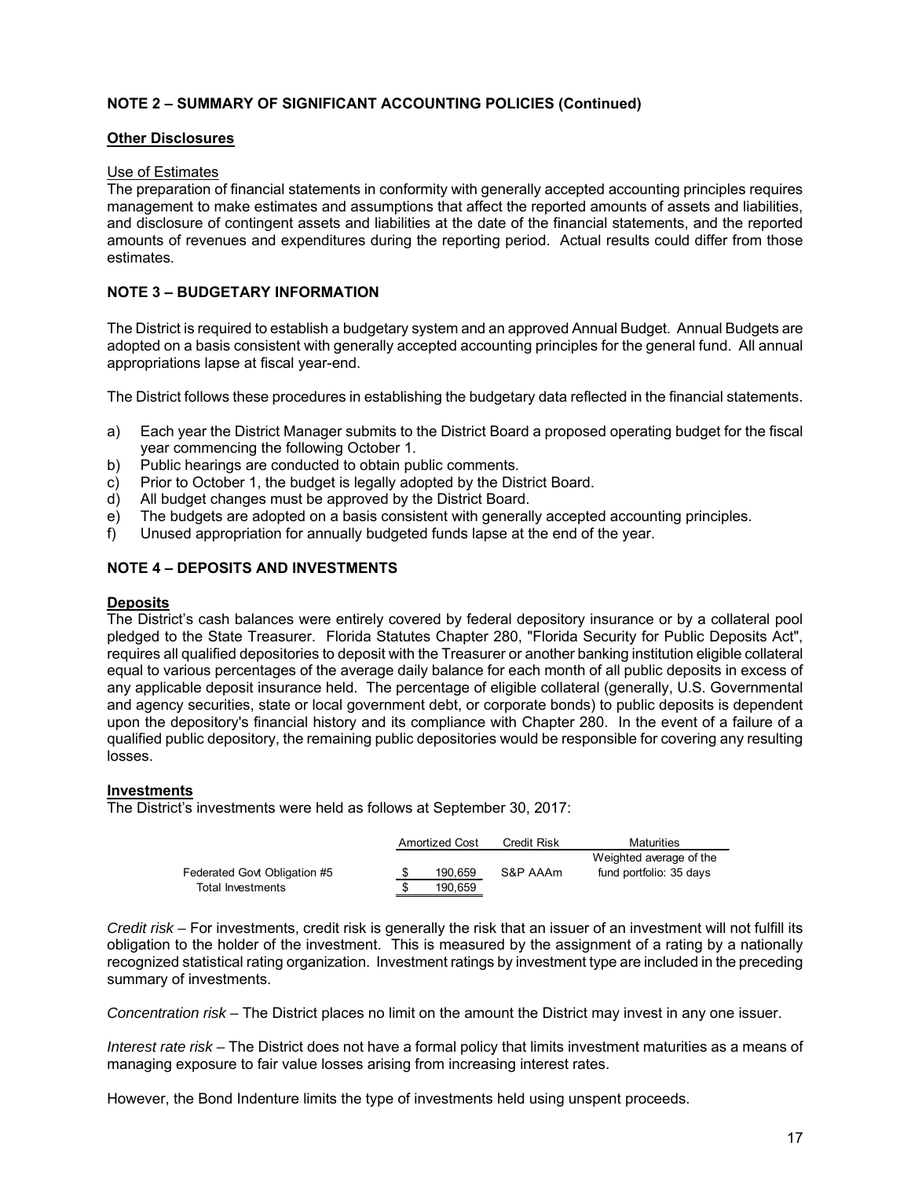## NOTE 2 – SUMMARY OF SIGNIFICANT ACCOUNTING POLICIES (Continued)

### Other Disclosures

Use of Estimates

The preparation of financial statements in conformity with generally accepted accounting principles requires management to make estimates and assumptions that affect the reported amounts of assets and liabilities, and disclosure of contingent assets and liabilities at the date of the financial statements, and the reported amounts of revenues and expenditures during the reporting period. Actual results could differ from those estimates.

## NOTE 3 – BUDGETARY INFORMATION

The District is required to establish a budgetary system and an approved Annual Budget. Annual Budgets are adopted on a basis consistent with generally accepted accounting principles for the general fund. All annual appropriations lapse at fiscal year-end.

The District follows these procedures in establishing the budgetary data reflected in the financial statements.

a) Each year the District Manager submits to the District Board a proposed operating budget for the fiscal year commencing the following October 1.
b) Public hearings are conducted to obtain public comments.
c) Prior to October 1, the budget is legally adopted by the District Board.
d) All budget changes must be approved by the District Board.
e) The budgets are adopted on a basis consistent with generally accepted accounting principles.
f) Unused appropriation for annually budgeted funds lapse at the end of the year.

## NOTE 4 – DEPOSITS AND INVESTMENTS

### Deposits

The District's cash balances were entirely covered by federal depository insurance or by a collateral pool pledged to the State Treasurer. Florida Statutes Chapter 280, "Florida Security for Public Deposits Act", requires all qualified depositories to deposit with the Treasurer or another banking institution eligible collateral equal to various percentages of the average daily balance for each month of all public deposits in excess of any applicable deposit insurance held. The percentage of eligible collateral (generally, U.S. Governmental and agency securities, state or local government debt, or corporate bonds) to public deposits is dependent upon the depository's financial history and its compliance with Chapter 280. In the event of a failure of a qualified public depository, the remaining public depositories would be responsible for covering any resulting losses.

### Investments

The District's investments were held as follows at September 30, 2017:

| | Amortized Cost | Credit Risk | Maturities |
|---|---|---|---|
| Federated Govt Obligation #5 | $ 190,659 | S&P AAAm | Weighted average of the fund portfolio: 35 days |
| Total Investments | $ 190,659 | | |

*Credit risk* – For investments, credit risk is generally the risk that an issuer of an investment will not fulfill its obligation to the holder of the investment. This is measured by the assignment of a rating by a nationally recognized statistical rating organization. Investment ratings by investment type are included in the preceding summary of investments.

*Concentration risk* – The District places no limit on the amount the District may invest in any one issuer.

*Interest rate risk* – The District does not have a formal policy that limits investment maturities as a means of managing exposure to fair value losses arising from increasing interest rates.

However, the Bond Indenture limits the type of investments held using unspent proceeds.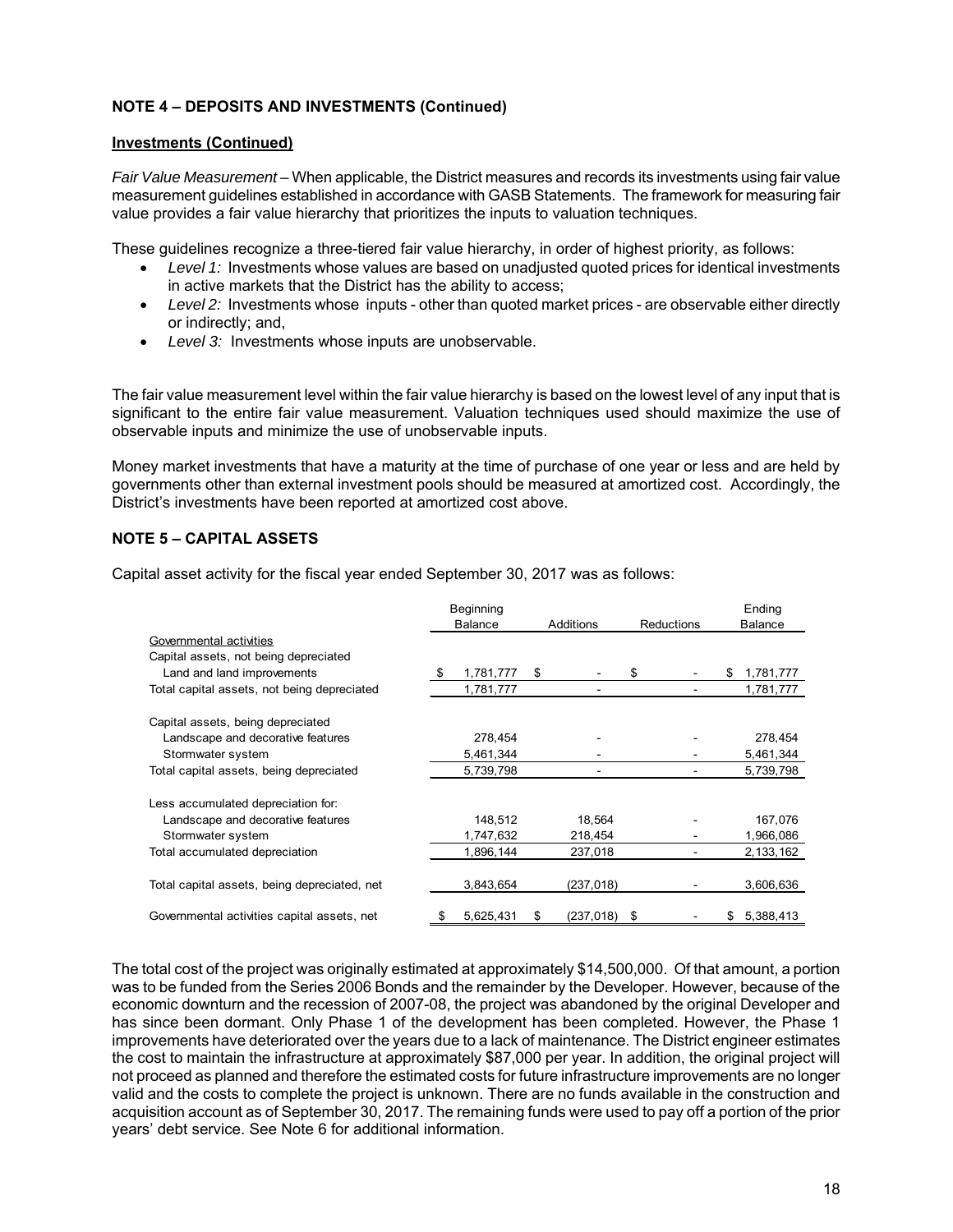**NOTE 4 – DEPOSITS AND INVESTMENTS (Continued)**

**Investments (Continued)**

*Fair Value Measurement* – When applicable, the District measures and records its investments using fair value measurement guidelines established in accordance with GASB Statements. The framework for measuring fair value provides a fair value hierarchy that prioritizes the inputs to valuation techniques.

These guidelines recognize a three-tiered fair value hierarchy, in order of highest priority, as follows:

- *Level 1:* Investments whose values are based on unadjusted quoted prices for identical investments in active markets that the District has the ability to access;
- *Level 2:* Investments whose inputs - other than quoted market prices - are observable either directly or indirectly; and,
- *Level 3:* Investments whose inputs are unobservable.

The fair value measurement level within the fair value hierarchy is based on the lowest level of any input that is significant to the entire fair value measurement. Valuation techniques used should maximize the use of observable inputs and minimize the use of unobservable inputs.

Money market investments that have a maturity at the time of purchase of one year or less and are held by governments other than external investment pools should be measured at amortized cost. Accordingly, the District's investments have been reported at amortized cost above.

**NOTE 5 – CAPITAL ASSETS**

Capital asset activity for the fiscal year ended September 30, 2017 was as follows:

| | Beginning Balance | Additions | Reductions | Ending Balance |
|---|---|---|---|---|
| Governmental activities | | | | |
| Capital assets, not being depreciated | | | | |
| Land and land improvements | $ 1,781,777 | $ - | $ - | $ 1,781,777 |
| Total capital assets, not being depreciated | 1,781,777 | - | - | 1,781,777 |
| | | | | |
| Capital assets, being depreciated | | | | |
| Landscape and decorative features | 278,454 | - | - | 278,454 |
| Stormwater system | 5,461,344 | - | - | 5,461,344 |
| Total capital assets, being depreciated | 5,739,798 | - | - | 5,739,798 |
| | | | | |
| Less accumulated depreciation for: | | | | |
| Landscape and decorative features | 148,512 | 18,564 | - | 167,076 |
| Stormwater system | 1,747,632 | 218,454 | - | 1,966,086 |
| Total accumulated depreciation | 1,896,144 | 237,018 | - | 2,133,162 |
| | | | | |
| Total capital assets, being depreciated, net | 3,843,654 | (237,018) | - | 3,606,636 |
| | | | | |
| Governmental activities capital assets, net | $ 5,625,431 | $ (237,018) | $ - | $ 5,388,413 |

The total cost of the project was originally estimated at approximately $14,500,000. Of that amount, a portion was to be funded from the Series 2006 Bonds and the remainder by the Developer. However, because of the economic downturn and the recession of 2007-08, the project was abandoned by the original Developer and has since been dormant. Only Phase 1 of the development has been completed. However, the Phase 1 improvements have deteriorated over the years due to a lack of maintenance. The District engineer estimates the cost to maintain the infrastructure at approximately $87,000 per year. In addition, the original project will not proceed as planned and therefore the estimated costs for future infrastructure improvements are no longer valid and the costs to complete the project is unknown. There are no funds available in the construction and acquisition account as of September 30, 2017. The remaining funds were used to pay off a portion of the prior years' debt service. See Note 6 for additional information.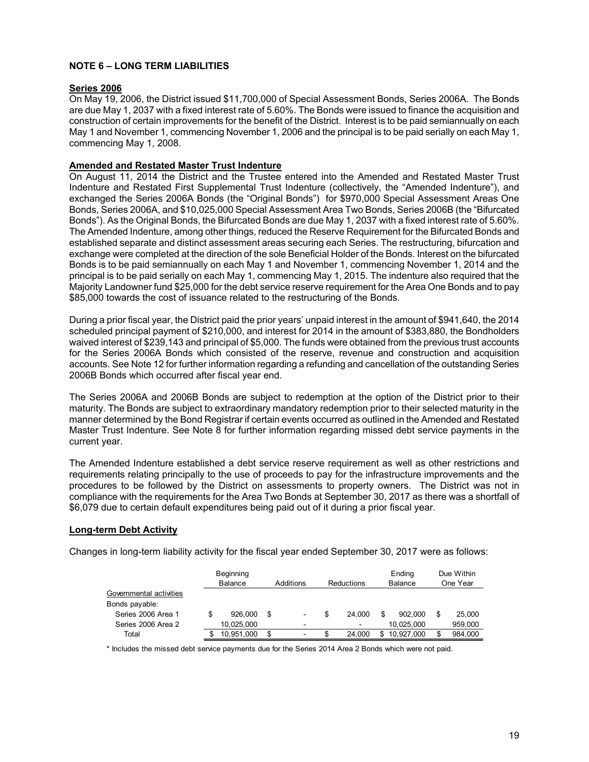## NOTE 6 – LONG TERM LIABILITIES

### Series 2006

On May 19, 2006, the District issued $11,700,000 of Special Assessment Bonds, Series 2006A. The Bonds are due May 1, 2037 with a fixed interest rate of 5.60%. The Bonds were issued to finance the acquisition and construction of certain improvements for the benefit of the District. Interest is to be paid semiannually on each May 1 and November 1, commencing November 1, 2006 and the principal is to be paid serially on each May 1, commencing May 1, 2008.

### Amended and Restated Master Trust Indenture

On August 11, 2014 the District and the Trustee entered into the Amended and Restated Master Trust Indenture and Restated First Supplemental Trust Indenture (collectively, the "Amended Indenture"), and exchanged the Series 2006A Bonds (the "Original Bonds") for $970,000 Special Assessment Areas One Bonds, Series 2006A, and $10,025,000 Special Assessment Area Two Bonds, Series 2006B (the "Bifurcated Bonds"). As the Original Bonds, the Bifurcated Bonds are due May 1, 2037 with a fixed interest rate of 5.60%. The Amended Indenture, among other things, reduced the Reserve Requirement for the Bifurcated Bonds and established separate and distinct assessment areas securing each Series. The restructuring, bifurcation and exchange were completed at the direction of the sole Beneficial Holder of the Bonds. Interest on the bifurcated Bonds is to be paid semiannually on each May 1 and November 1, commencing November 1, 2014 and the principal is to be paid serially on each May 1, commencing May 1, 2015. The indenture also required that the Majority Landowner fund $25,000 for the debt service reserve requirement for the Area One Bonds and to pay $85,000 towards the cost of issuance related to the restructuring of the Bonds.

During a prior fiscal year, the District paid the prior years' unpaid interest in the amount of $941,640, the 2014 scheduled principal payment of $210,000, and interest for 2014 in the amount of $383,880, the Bondholders waived interest of $239,143 and principal of $5,000. The funds were obtained from the previous trust accounts for the Series 2006A Bonds which consisted of the reserve, revenue and construction and acquisition accounts. See Note 12 for further information regarding a refunding and cancellation of the outstanding Series 2006B Bonds which occurred after fiscal year end.

The Series 2006A and 2006B Bonds are subject to redemption at the option of the District prior to their maturity. The Bonds are subject to extraordinary mandatory redemption prior to their selected maturity in the manner determined by the Bond Registrar if certain events occurred as outlined in the Amended and Restated Master Trust Indenture. See Note 8 for further information regarding missed debt service payments in the current year.

The Amended Indenture established a debt service reserve requirement as well as other restrictions and requirements relating principally to the use of proceeds to pay for the infrastructure improvements and the procedures to be followed by the District on assessments to property owners. The District was not in compliance with the requirements for the Area Two Bonds at September 30, 2017 as there was a shortfall of $6,079 due to certain default expenditures being paid out of it during a prior fiscal year.

### Long-term Debt Activity

Changes in long-term liability activity for the fiscal year ended September 30, 2017 were as follows:

| | Beginning Balance | Additions | Reductions | Ending Balance | Due Within One Year |
|---|---|---|---|---|---|
| Governmental activities | | | | | |
| Bonds payable: | | | | | |
| Series 2006 Area 1 | $ 926,000 | $ - | $ 24,000 | $ 902,000 | $ 25,000 |
| Series 2006 Area 2 | 10,025,000 | - | - | 10,025,000 | 959,000 |
| Total | $ 10,951,000 | $ - | $ 24,000 | $ 10,927,000 | $ 984,000 |

* Includes the missed debt service payments due for the Series 2014 Area 2 Bonds which were not paid.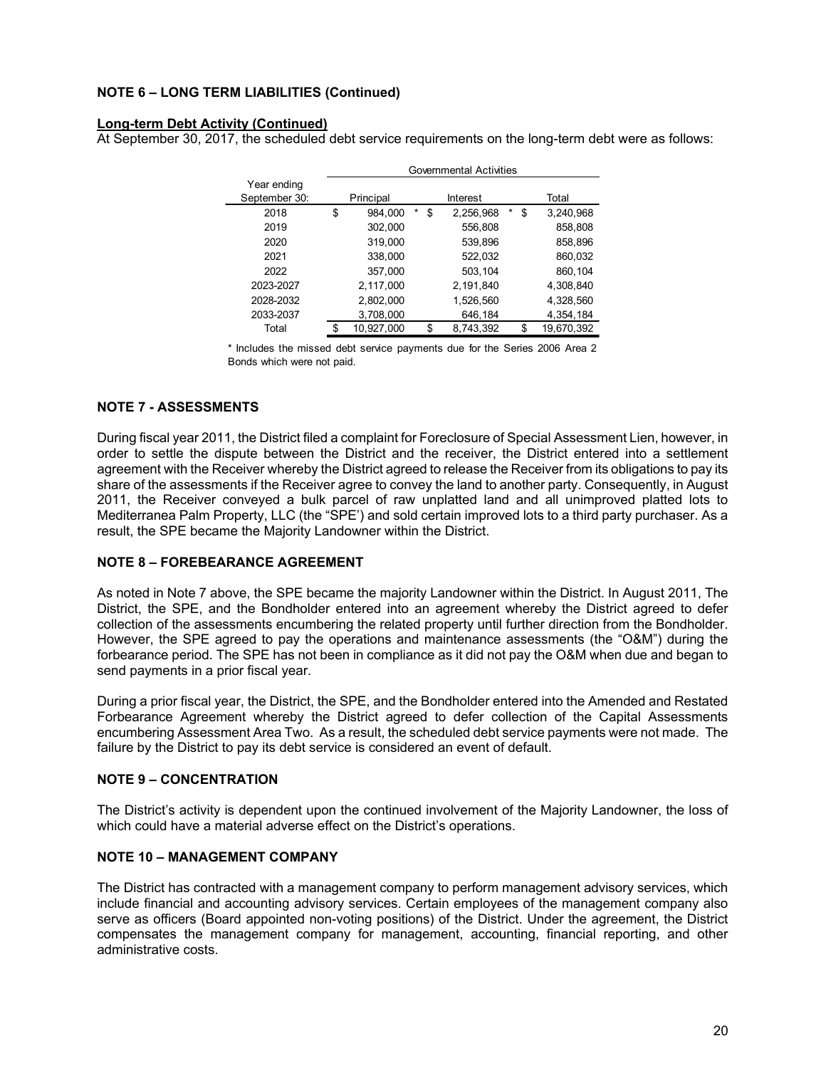## NOTE 6 – LONG TERM LIABILITIES (Continued)

**Long-term Debt Activity (Continued)**

At September 30, 2017, the scheduled debt service requirements on the long-term debt were as follows:

| | Governmental Activities | | |
|---|---|---|---|
| Year ending September 30: | Principal | Interest | Total |
| 2018 | $ 984,000 * | $ 2,256,968 * | $ 3,240,968 |
| 2019 | 302,000 | 556,808 | 858,808 |
| 2020 | 319,000 | 539,896 | 858,896 |
| 2021 | 338,000 | 522,032 | 860,032 |
| 2022 | 357,000 | 503,104 | 860,104 |
| 2023-2027 | 2,117,000 | 2,191,840 | 4,308,840 |
| 2028-2032 | 2,802,000 | 1,526,560 | 4,328,560 |
| 2033-2037 | 3,708,000 | 646,184 | 4,354,184 |
| Total | $ 10,927,000 | $ 8,743,392 | $ 19,670,392 |

* Includes the missed debt service payments due for the Series 2006 Area 2 Bonds which were not paid.

## NOTE 7 - ASSESSMENTS

During fiscal year 2011, the District filed a complaint for Foreclosure of Special Assessment Lien, however, in order to settle the dispute between the District and the receiver, the District entered into a settlement agreement with the Receiver whereby the District agreed to release the Receiver from its obligations to pay its share of the assessments if the Receiver agree to convey the land to another party. Consequently, in August 2011, the Receiver conveyed a bulk parcel of raw unplatted land and all unimproved platted lots to Mediterranea Palm Property, LLC (the "SPE') and sold certain improved lots to a third party purchaser. As a result, the SPE became the Majority Landowner within the District.

## NOTE 8 – FOREBEARANCE AGREEMENT

As noted in Note 7 above, the SPE became the majority Landowner within the District. In August 2011, The District, the SPE, and the Bondholder entered into an agreement whereby the District agreed to defer collection of the assessments encumbering the related property until further direction from the Bondholder. However, the SPE agreed to pay the operations and maintenance assessments (the "O&M") during the forbearance period. The SPE has not been in compliance as it did not pay the O&M when due and began to send payments in a prior fiscal year.

During a prior fiscal year, the District, the SPE, and the Bondholder entered into the Amended and Restated Forbearance Agreement whereby the District agreed to defer collection of the Capital Assessments encumbering Assessment Area Two. As a result, the scheduled debt service payments were not made. The failure by the District to pay its debt service is considered an event of default.

## NOTE 9 – CONCENTRATION

The District's activity is dependent upon the continued involvement of the Majority Landowner, the loss of which could have a material adverse effect on the District's operations.

## NOTE 10 – MANAGEMENT COMPANY

The District has contracted with a management company to perform management advisory services, which include financial and accounting advisory services. Certain employees of the management company also serve as officers (Board appointed non-voting positions) of the District. Under the agreement, the District compensates the management company for management, accounting, financial reporting, and other administrative costs.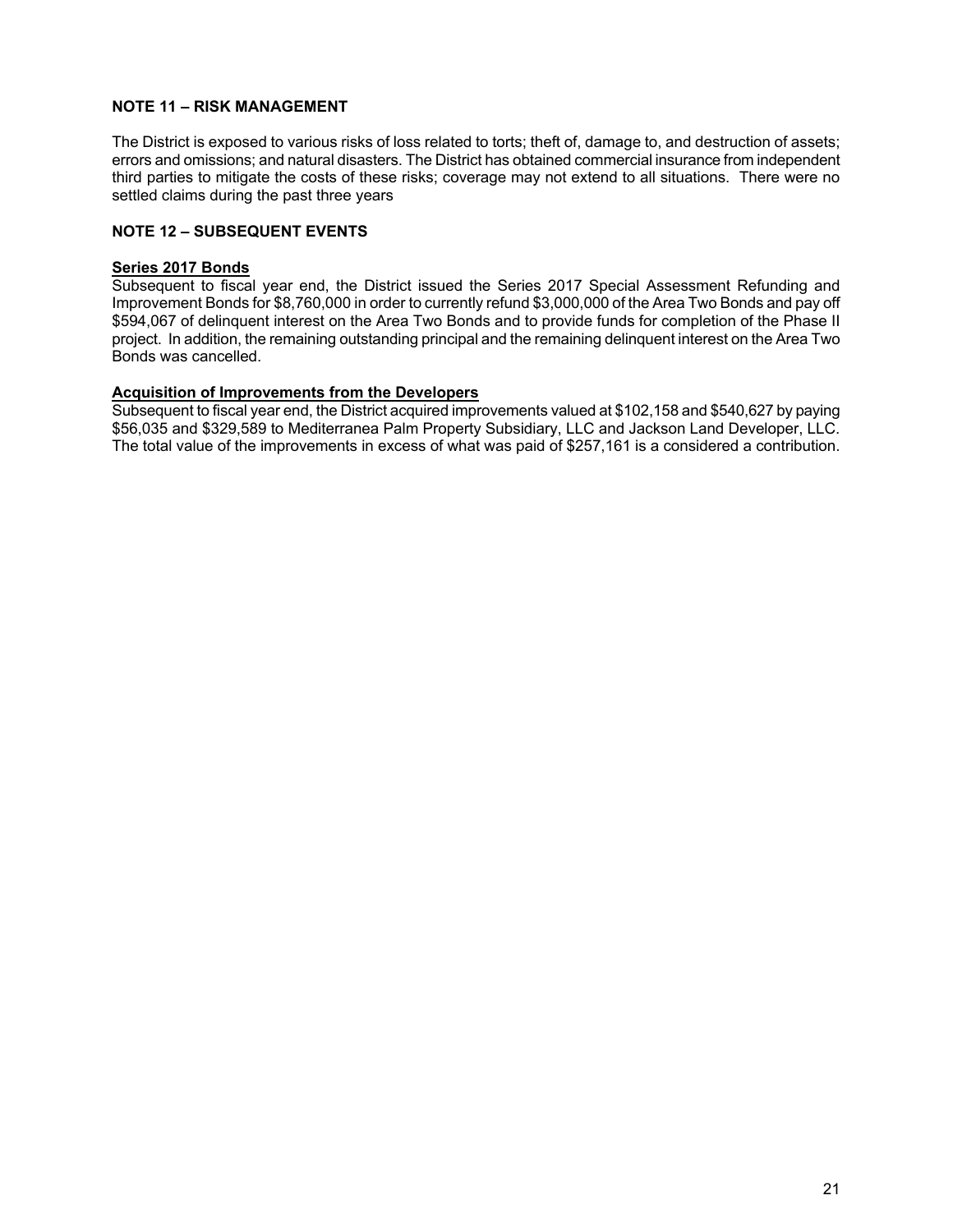## NOTE 11 – RISK MANAGEMENT

The District is exposed to various risks of loss related to torts; theft of, damage to, and destruction of assets; errors and omissions; and natural disasters. The District has obtained commercial insurance from independent third parties to mitigate the costs of these risks; coverage may not extend to all situations. There were no settled claims during the past three years

## NOTE 12 – SUBSEQUENT EVENTS

**Series 2017 Bonds**

Subsequent to fiscal year end, the District issued the Series 2017 Special Assessment Refunding and Improvement Bonds for $8,760,000 in order to currently refund $3,000,000 of the Area Two Bonds and pay off $594,067 of delinquent interest on the Area Two Bonds and to provide funds for completion of the Phase II project. In addition, the remaining outstanding principal and the remaining delinquent interest on the Area Two Bonds was cancelled.

**Acquisition of Improvements from the Developers**

Subsequent to fiscal year end, the District acquired improvements valued at $102,158 and $540,627 by paying $56,035 and $329,589 to Mediterranea Palm Property Subsidiary, LLC and Jackson Land Developer, LLC. The total value of the improvements in excess of what was paid of $257,161 is a considered a contribution.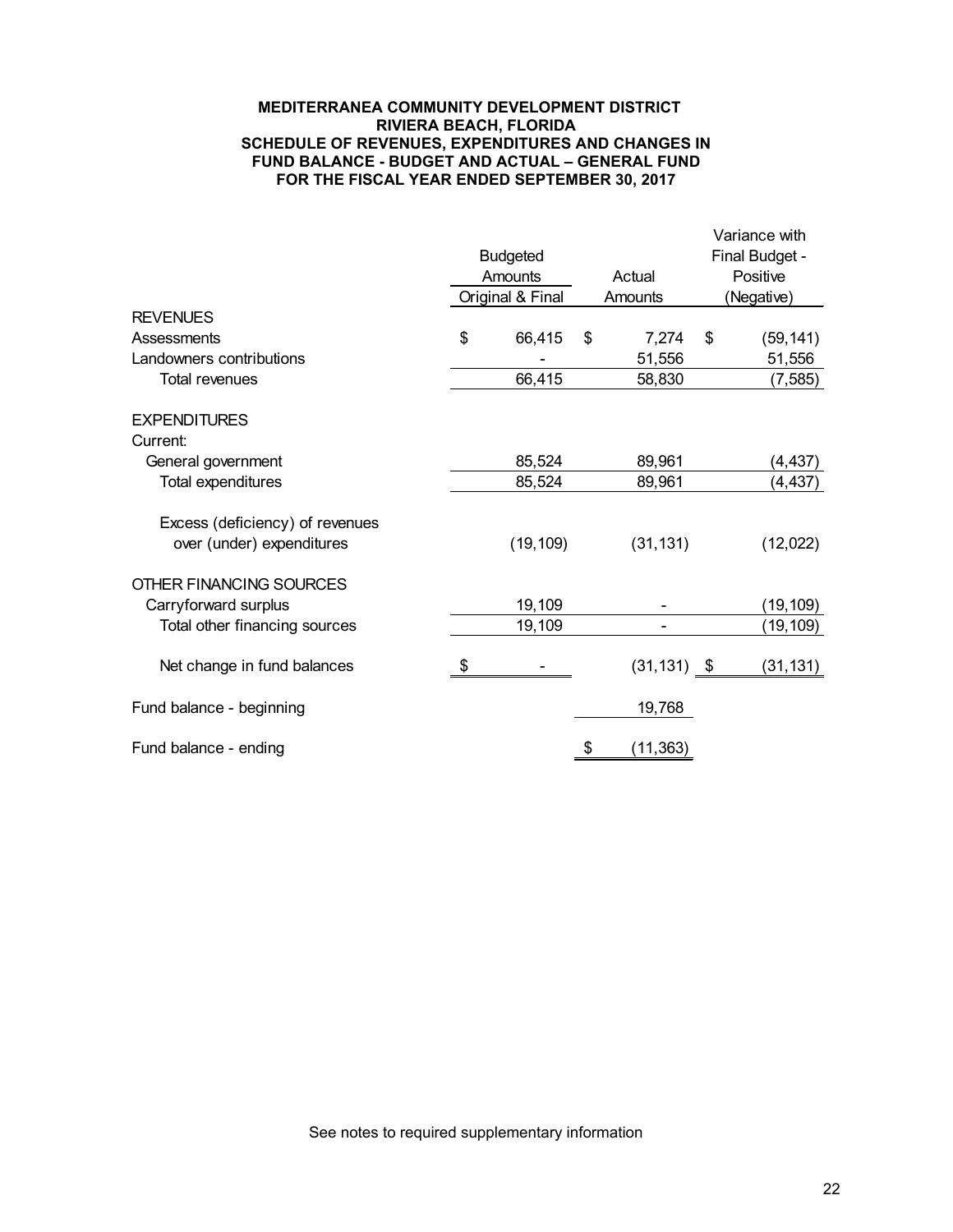**MEDITERRANEA COMMUNITY DEVELOPMENT DISTRICT**
**RIVIERA BEACH, FLORIDA**
**SCHEDULE OF REVENUES, EXPENDITURES AND CHANGES IN FUND BALANCE - BUDGET AND ACTUAL – GENERAL FUND**
**FOR THE FISCAL YEAR ENDED SEPTEMBER 30, 2017**

| | Budgeted Amounts Original & Final | Actual Amounts | Variance with Final Budget - Positive (Negative) |
|---|---|---|---|
| **REVENUES** | | | |
| Assessments | $ 66,415 | $ 7,274 | $ (59,141) |
| Landowners contributions | - | 51,556 | 51,556 |
| Total revenues | 66,415 | 58,830 | (7,585) |
| | | | |
| **EXPENDITURES** | | | |
| Current: | | | |
| General government | 85,524 | 89,961 | (4,437) |
| Total expenditures | 85,524 | 89,961 | (4,437) |
| | | | |
| Excess (deficiency) of revenues over (under) expenditures | (19,109) | (31,131) | (12,022) |
| | | | |
| **OTHER FINANCING SOURCES** | | | |
| Carryforward surplus | 19,109 | - | (19,109) |
| Total other financing sources | 19,109 | - | (19,109) |
| | | | |
| Net change in fund balances | $ - | (31,131) | $ (31,131) |
| | | | |
| Fund balance - beginning | | 19,768 | |
| | | | |
| Fund balance - ending | | $ (11,363) | |

See notes to required supplementary information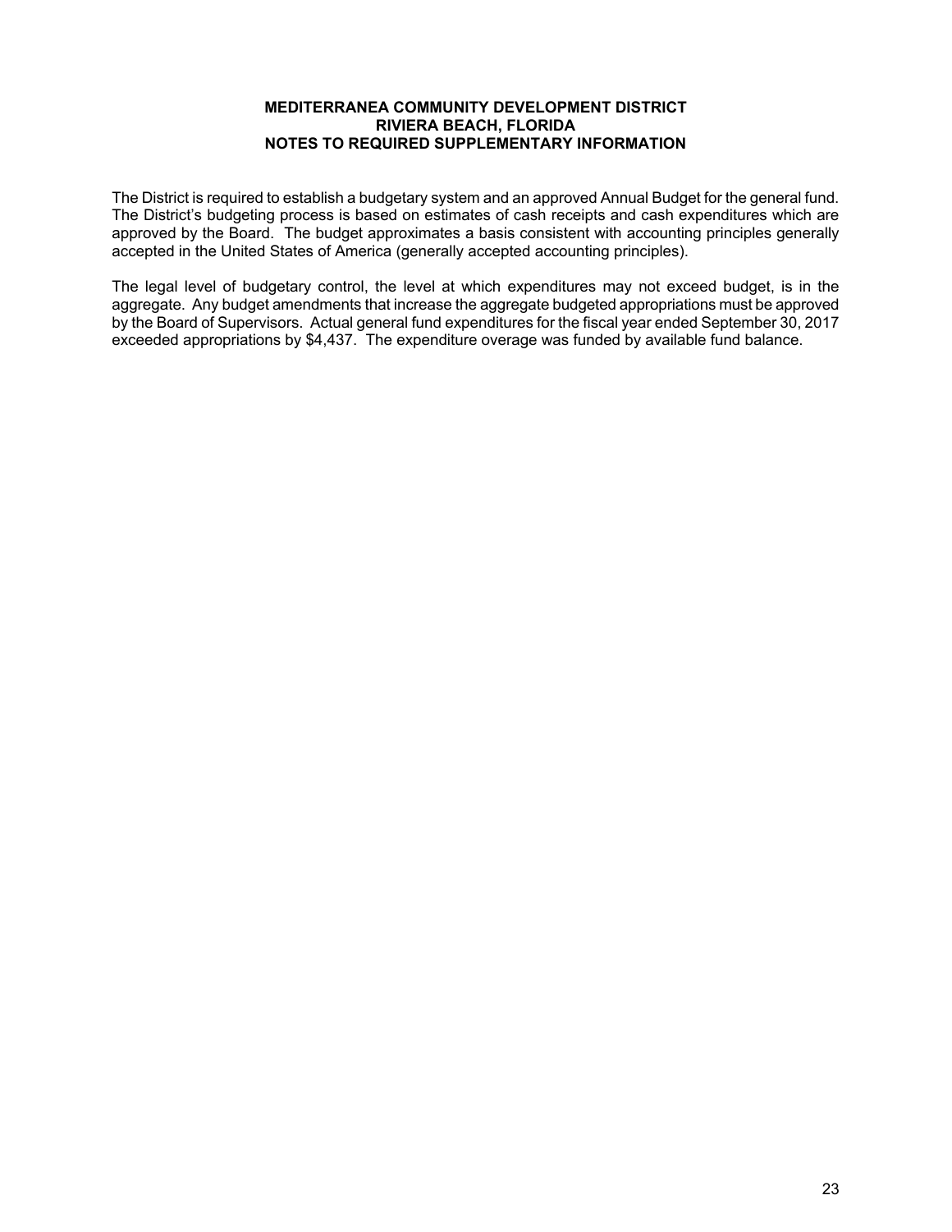**MEDITERRANEA COMMUNITY DEVELOPMENT DISTRICT**
**RIVIERA BEACH, FLORIDA**
**NOTES TO REQUIRED SUPPLEMENTARY INFORMATION**

The District is required to establish a budgetary system and an approved Annual Budget for the general fund. The District's budgeting process is based on estimates of cash receipts and cash expenditures which are approved by the Board. The budget approximates a basis consistent with accounting principles generally accepted in the United States of America (generally accepted accounting principles).

The legal level of budgetary control, the level at which expenditures may not exceed budget, is in the aggregate. Any budget amendments that increase the aggregate budgeted appropriations must be approved by the Board of Supervisors. Actual general fund expenditures for the fiscal year ended September 30, 2017 exceeded appropriations by $4,437. The expenditure overage was funded by available fund balance.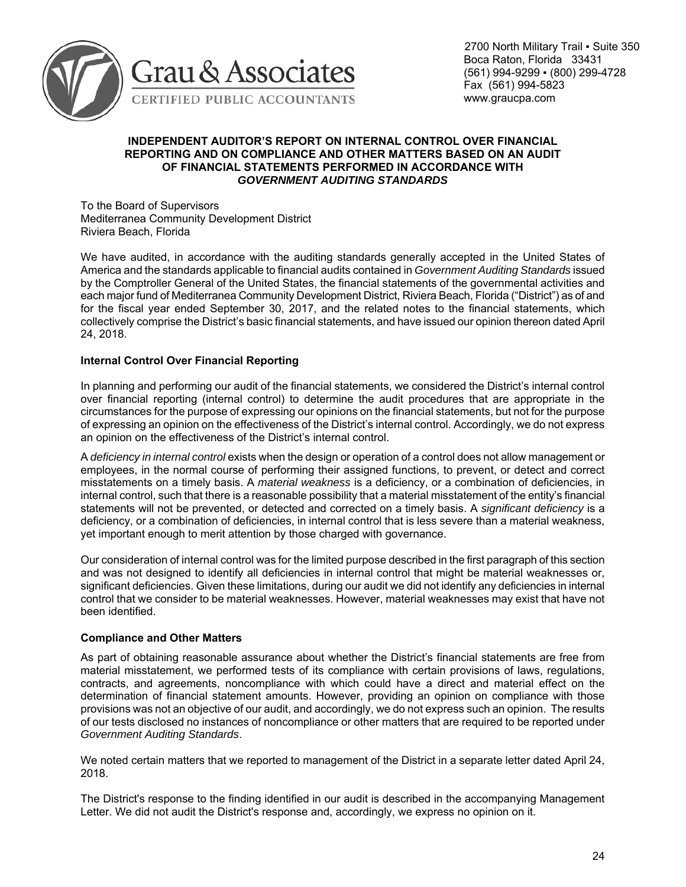Grau & Associates
CERTIFIED PUBLIC ACCOUNTANTS

2700 North Military Trail ▪ Suite 350
Boca Raton, Florida 33431
(561) 994-9299 ▪ (800) 299-4728
Fax (561) 994-5823
www.graucpa.com

## INDEPENDENT AUDITOR'S REPORT ON INTERNAL CONTROL OVER FINANCIAL REPORTING AND ON COMPLIANCE AND OTHER MATTERS BASED ON AN AUDIT OF FINANCIAL STATEMENTS PERFORMED IN ACCORDANCE WITH *GOVERNMENT AUDITING STANDARDS*

To the Board of Supervisors
Mediterranea Community Development District
Riviera Beach, Florida

We have audited, in accordance with the auditing standards generally accepted in the United States of America and the standards applicable to financial audits contained in *Government Auditing Standards* issued by the Comptroller General of the United States, the financial statements of the governmental activities and each major fund of Mediterranea Community Development District, Riviera Beach, Florida ("District") as of and for the fiscal year ended September 30, 2017, and the related notes to the financial statements, which collectively comprise the District's basic financial statements, and have issued our opinion thereon dated April 24, 2018.

### Internal Control Over Financial Reporting

In planning and performing our audit of the financial statements, we considered the District's internal control over financial reporting (internal control) to determine the audit procedures that are appropriate in the circumstances for the purpose of expressing our opinions on the financial statements, but not for the purpose of expressing an opinion on the effectiveness of the District's internal control. Accordingly, we do not express an opinion on the effectiveness of the District's internal control.

A *deficiency in internal control* exists when the design or operation of a control does not allow management or employees, in the normal course of performing their assigned functions, to prevent, or detect and correct misstatements on a timely basis. A *material weakness* is a deficiency, or a combination of deficiencies, in internal control, such that there is a reasonable possibility that a material misstatement of the entity's financial statements will not be prevented, or detected and corrected on a timely basis. A *significant deficiency* is a deficiency, or a combination of deficiencies, in internal control that is less severe than a material weakness, yet important enough to merit attention by those charged with governance.

Our consideration of internal control was for the limited purpose described in the first paragraph of this section and was not designed to identify all deficiencies in internal control that might be material weaknesses or, significant deficiencies. Given these limitations, during our audit we did not identify any deficiencies in internal control that we consider to be material weaknesses. However, material weaknesses may exist that have not been identified.

### Compliance and Other Matters

As part of obtaining reasonable assurance about whether the District's financial statements are free from material misstatement, we performed tests of its compliance with certain provisions of laws, regulations, contracts, and agreements, noncompliance with which could have a direct and material effect on the determination of financial statement amounts. However, providing an opinion on compliance with those provisions was not an objective of our audit, and accordingly, we do not express such an opinion. The results of our tests disclosed no instances of noncompliance or other matters that are required to be reported under *Government Auditing Standards*.

We noted certain matters that we reported to management of the District in a separate letter dated April 24, 2018.

The District's response to the finding identified in our audit is described in the accompanying Management Letter. We did not audit the District's response and, accordingly, we express no opinion on it.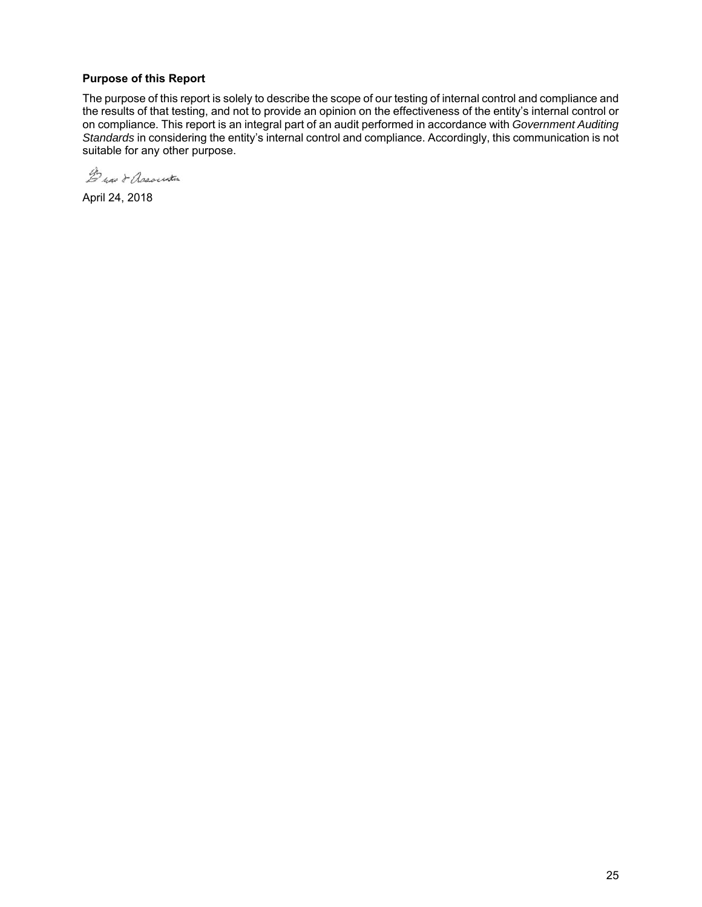**Purpose of this Report**

The purpose of this report is solely to describe the scope of our testing of internal control and compliance and the results of that testing, and not to provide an opinion on the effectiveness of the entity's internal control or on compliance. This report is an integral part of an audit performed in accordance with *Government Auditing Standards* in considering the entity's internal control and compliance. Accordingly, this communication is not suitable for any other purpose.

Bear & Associates

April 24, 2018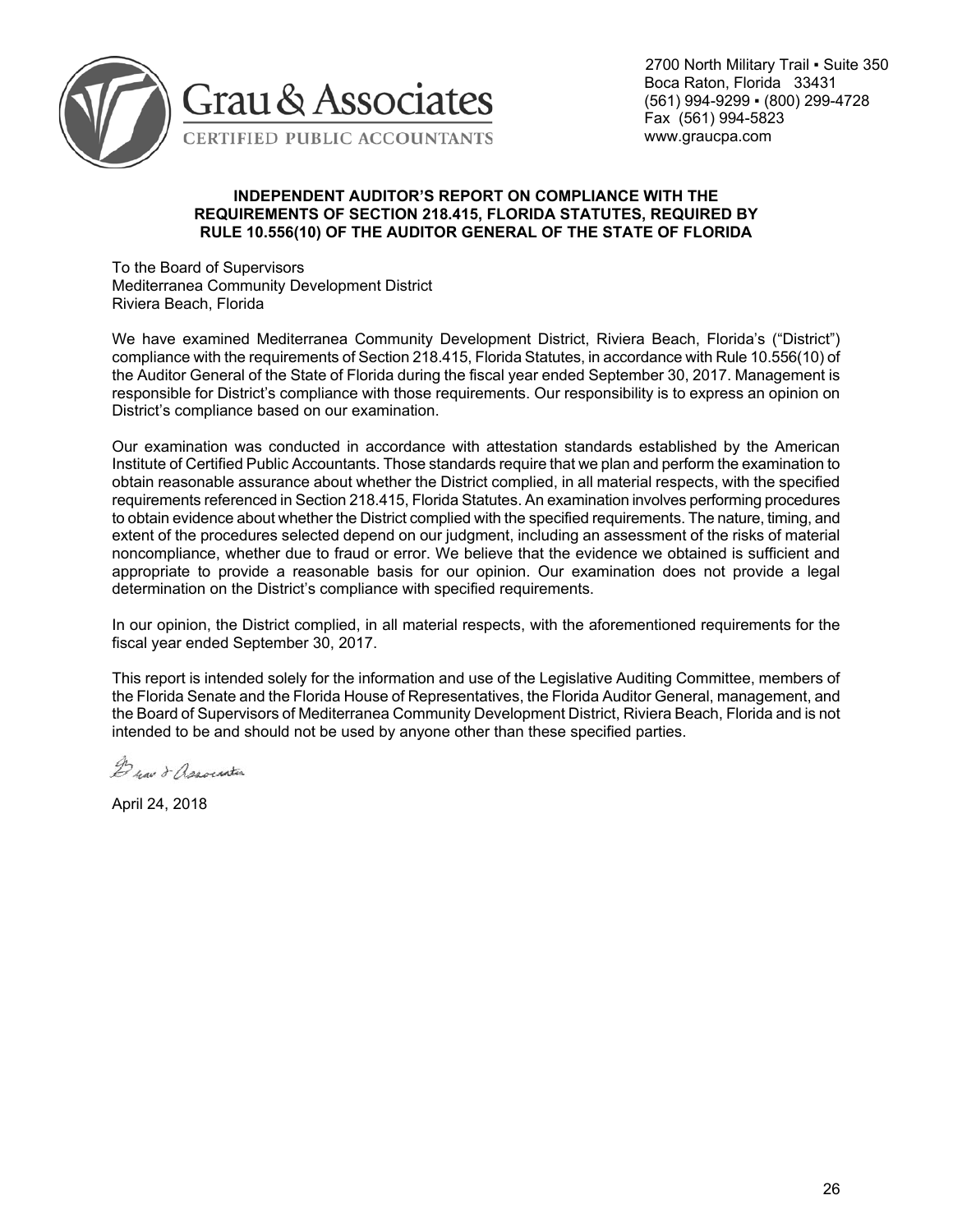Grau & Associates

CERTIFIED PUBLIC ACCOUNTANTS

2700 North Military Trail ▪ Suite 350
Boca Raton, Florida 33431
(561) 994-9299 ▪ (800) 299-4728
Fax (561) 994-5823
www.graucpa.com

## INDEPENDENT AUDITOR'S REPORT ON COMPLIANCE WITH THE REQUIREMENTS OF SECTION 218.415, FLORIDA STATUTES, REQUIRED BY RULE 10.556(10) OF THE AUDITOR GENERAL OF THE STATE OF FLORIDA

To the Board of Supervisors
Mediterranea Community Development District
Riviera Beach, Florida

We have examined Mediterranea Community Development District, Riviera Beach, Florida's ("District") compliance with the requirements of Section 218.415, Florida Statutes, in accordance with Rule 10.556(10) of the Auditor General of the State of Florida during the fiscal year ended September 30, 2017. Management is responsible for District's compliance with those requirements. Our responsibility is to express an opinion on District's compliance based on our examination.

Our examination was conducted in accordance with attestation standards established by the American Institute of Certified Public Accountants. Those standards require that we plan and perform the examination to obtain reasonable assurance about whether the District complied, in all material respects, with the specified requirements referenced in Section 218.415, Florida Statutes. An examination involves performing procedures to obtain evidence about whether the District complied with the specified requirements. The nature, timing, and extent of the procedures selected depend on our judgment, including an assessment of the risks of material noncompliance, whether due to fraud or error. We believe that the evidence we obtained is sufficient and appropriate to provide a reasonable basis for our opinion. Our examination does not provide a legal determination on the District's compliance with specified requirements.

In our opinion, the District complied, in all material respects, with the aforementioned requirements for the fiscal year ended September 30, 2017.

This report is intended solely for the information and use of the Legislative Auditing Committee, members of the Florida Senate and the Florida House of Representatives, the Florida Auditor General, management, and the Board of Supervisors of Mediterranea Community Development District, Riviera Beach, Florida and is not intended to be and should not be used by anyone other than these specified parties.

Grau & Associates

April 24, 2018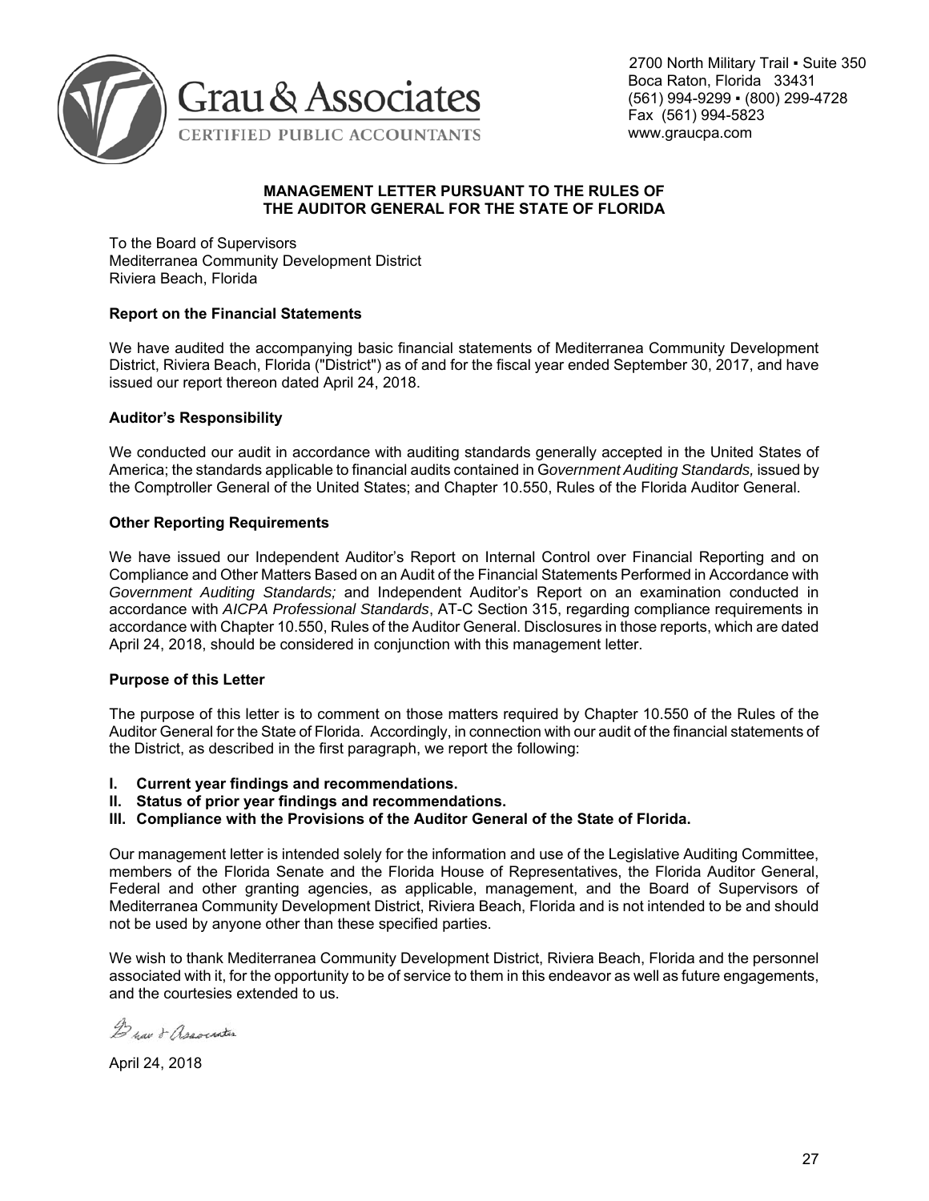Grau & Associates
CERTIFIED PUBLIC ACCOUNTANTS

2700 North Military Trail ▪ Suite 350
Boca Raton, Florida 33431
(561) 994-9299 ▪ (800) 299-4728
Fax (561) 994-5823
www.graucpa.com

**MANAGEMENT LETTER PURSUANT TO THE RULES OF THE AUDITOR GENERAL FOR THE STATE OF FLORIDA**

To the Board of Supervisors
Mediterranea Community Development District
Riviera Beach, Florida

**Report on the Financial Statements**

We have audited the accompanying basic financial statements of Mediterranea Community Development District, Riviera Beach, Florida ("District") as of and for the fiscal year ended September 30, 2017, and have issued our report thereon dated April 24, 2018.

**Auditor's Responsibility**

We conducted our audit in accordance with auditing standards generally accepted in the United States of America; the standards applicable to financial audits contained in *Government Auditing Standards,* issued by the Comptroller General of the United States; and Chapter 10.550, Rules of the Florida Auditor General.

**Other Reporting Requirements**

We have issued our Independent Auditor's Report on Internal Control over Financial Reporting and on Compliance and Other Matters Based on an Audit of the Financial Statements Performed in Accordance with *Government Auditing Standards;* and Independent Auditor's Report on an examination conducted in accordance with *AICPA Professional Standards*, AT-C Section 315, regarding compliance requirements in accordance with Chapter 10.550, Rules of the Auditor General. Disclosures in those reports, which are dated April 24, 2018, should be considered in conjunction with this management letter.

**Purpose of this Letter**

The purpose of this letter is to comment on those matters required by Chapter 10.550 of the Rules of the Auditor General for the State of Florida. Accordingly, in connection with our audit of the financial statements of the District, as described in the first paragraph, we report the following:

**I. Current year findings and recommendations.**
**II. Status of prior year findings and recommendations.**
**III. Compliance with the Provisions of the Auditor General of the State of Florida.**

Our management letter is intended solely for the information and use of the Legislative Auditing Committee, members of the Florida Senate and the Florida House of Representatives, the Florida Auditor General, Federal and other granting agencies, as applicable, management, and the Board of Supervisors of Mediterranea Community Development District, Riviera Beach, Florida and is not intended to be and should not be used by anyone other than these specified parties.

We wish to thank Mediterranea Community Development District, Riviera Beach, Florida and the personnel associated with it, for the opportunity to be of service to them in this endeavor as well as future engagements, and the courtesies extended to us.

Grau & Associates

April 24, 2018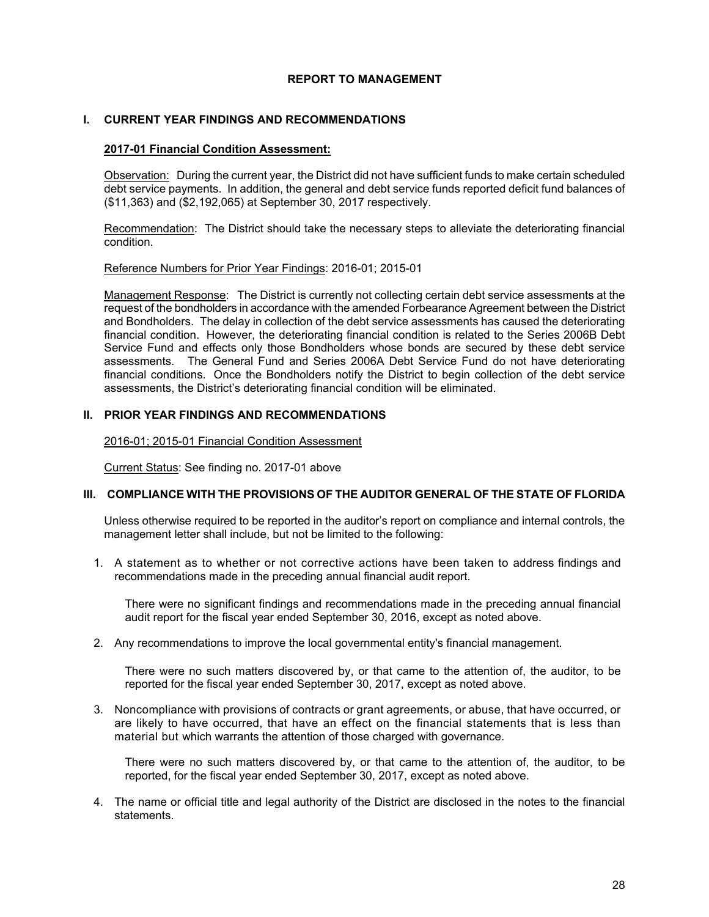## REPORT TO MANAGEMENT

### I. CURRENT YEAR FINDINGS AND RECOMMENDATIONS

**2017-01 Financial Condition Assessment:**

Observation: During the current year, the District did not have sufficient funds to make certain scheduled debt service payments. In addition, the general and debt service funds reported deficit fund balances of ($11,363) and ($2,192,065) at September 30, 2017 respectively.

Recommendation: The District should take the necessary steps to alleviate the deteriorating financial condition.

Reference Numbers for Prior Year Findings: 2016-01; 2015-01

Management Response: The District is currently not collecting certain debt service assessments at the request of the bondholders in accordance with the amended Forbearance Agreement between the District and Bondholders. The delay in collection of the debt service assessments has caused the deteriorating financial condition. However, the deteriorating financial condition is related to the Series 2006B Debt Service Fund and effects only those Bondholders whose bonds are secured by these debt service assessments. The General Fund and Series 2006A Debt Service Fund do not have deteriorating financial conditions. Once the Bondholders notify the District to begin collection of the debt service assessments, the District's deteriorating financial condition will be eliminated.

### II. PRIOR YEAR FINDINGS AND RECOMMENDATIONS

2016-01; 2015-01 Financial Condition Assessment

Current Status: See finding no. 2017-01 above

### III. COMPLIANCE WITH THE PROVISIONS OF THE AUDITOR GENERAL OF THE STATE OF FLORIDA

Unless otherwise required to be reported in the auditor's report on compliance and internal controls, the management letter shall include, but not be limited to the following:

1. A statement as to whether or not corrective actions have been taken to address findings and recommendations made in the preceding annual financial audit report.

   There were no significant findings and recommendations made in the preceding annual financial audit report for the fiscal year ended September 30, 2016, except as noted above.

2. Any recommendations to improve the local governmental entity's financial management.

   There were no such matters discovered by, or that came to the attention of, the auditor, to be reported for the fiscal year ended September 30, 2017, except as noted above.

3. Noncompliance with provisions of contracts or grant agreements, or abuse, that have occurred, or are likely to have occurred, that have an effect on the financial statements that is less than material but which warrants the attention of those charged with governance.

   There were no such matters discovered by, or that came to the attention of, the auditor, to be reported, for the fiscal year ended September 30, 2017, except as noted above.

4. The name or official title and legal authority of the District are disclosed in the notes to the financial statements.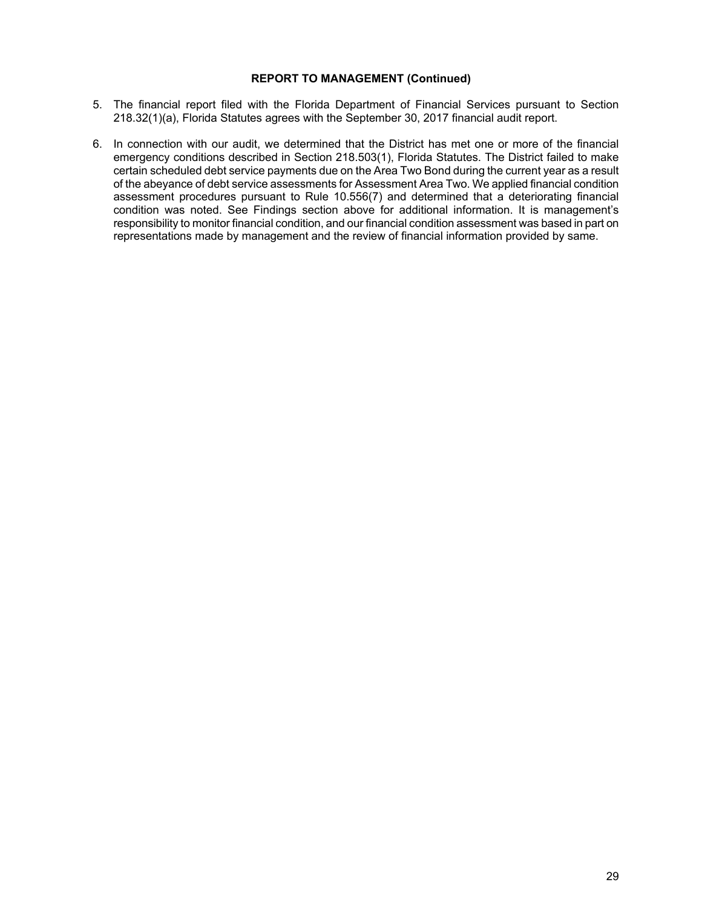**REPORT TO MANAGEMENT (Continued)**

5. The financial report filed with the Florida Department of Financial Services pursuant to Section 218.32(1)(a), Florida Statutes agrees with the September 30, 2017 financial audit report.

6. In connection with our audit, we determined that the District has met one or more of the financial emergency conditions described in Section 218.503(1), Florida Statutes. The District failed to make certain scheduled debt service payments due on the Area Two Bond during the current year as a result of the abeyance of debt service assessments for Assessment Area Two. We applied financial condition assessment procedures pursuant to Rule 10.556(7) and determined that a deteriorating financial condition was noted. See Findings section above for additional information. It is management's responsibility to monitor financial condition, and our financial condition assessment was based in part on representations made by management and the review of financial information provided by same.